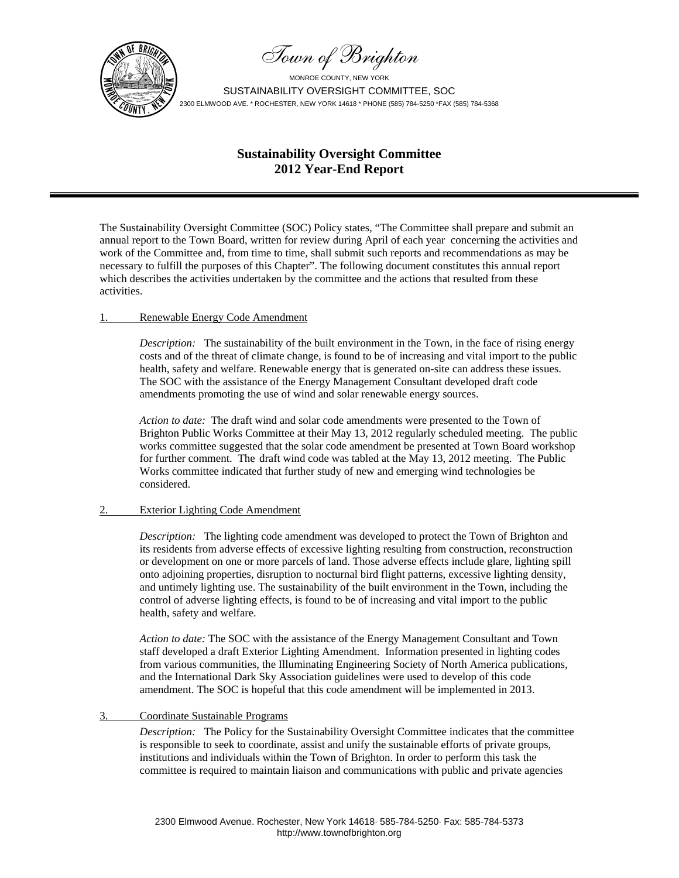Town of Brighton

MONROE COUNTY, NEW YORK

SUSTAINABILITY OVERSIGHT COMMITTEE, SOC

2300 ELMWOOD AVE. * ROCHESTER, NEW YORK 14618 * PHONE (585) 784-5250 *FAX (585) 784-5368

# Sustainability Oversight Committee
# 2012 Year-End Report

The Sustainability Oversight Committee (SOC) Policy states, "The Committee shall prepare and submit an annual report to the Town Board, written for review during April of each year concerning the activities and work of the Committee and, from time to time, shall submit such reports and recommendations as may be necessary to fulfill the purposes of this Chapter". The following document constitutes this annual report which describes the activities undertaken by the committee and the actions that resulted from these activities.

## 1. Renewable Energy Code Amendment

*Description:* The sustainability of the built environment in the Town, in the face of rising energy costs and of the threat of climate change, is found to be of increasing and vital import to the public health, safety and welfare. Renewable energy that is generated on-site can address these issues. The SOC with the assistance of the Energy Management Consultant developed draft code amendments promoting the use of wind and solar renewable energy sources.

*Action to date:* The draft wind and solar code amendments were presented to the Town of Brighton Public Works Committee at their May 13, 2012 regularly scheduled meeting. The public works committee suggested that the solar code amendment be presented at Town Board workshop for further comment. The draft wind code was tabled at the May 13, 2012 meeting. The Public Works committee indicated that further study of new and emerging wind technologies be considered.

## 2. Exterior Lighting Code Amendment

*Description:* The lighting code amendment was developed to protect the Town of Brighton and its residents from adverse effects of excessive lighting resulting from construction, reconstruction or development on one or more parcels of land. Those adverse effects include glare, lighting spill onto adjoining properties, disruption to nocturnal bird flight patterns, excessive lighting density, and untimely lighting use. The sustainability of the built environment in the Town, including the control of adverse lighting effects, is found to be of increasing and vital import to the public health, safety and welfare.

*Action to date:* The SOC with the assistance of the Energy Management Consultant and Town staff developed a draft Exterior Lighting Amendment. Information presented in lighting codes from various communities, the Illuminating Engineering Society of North America publications, and the International Dark Sky Association guidelines were used to develop of this code amendment. The SOC is hopeful that this code amendment will be implemented in 2013.

## 3. Coordinate Sustainable Programs

*Description:* The Policy for the Sustainability Oversight Committee indicates that the committee is responsible to seek to coordinate, assist and unify the sustainable efforts of private groups, institutions and individuals within the Town of Brighton. In order to perform this task the committee is required to maintain liaison and communications with public and private agencies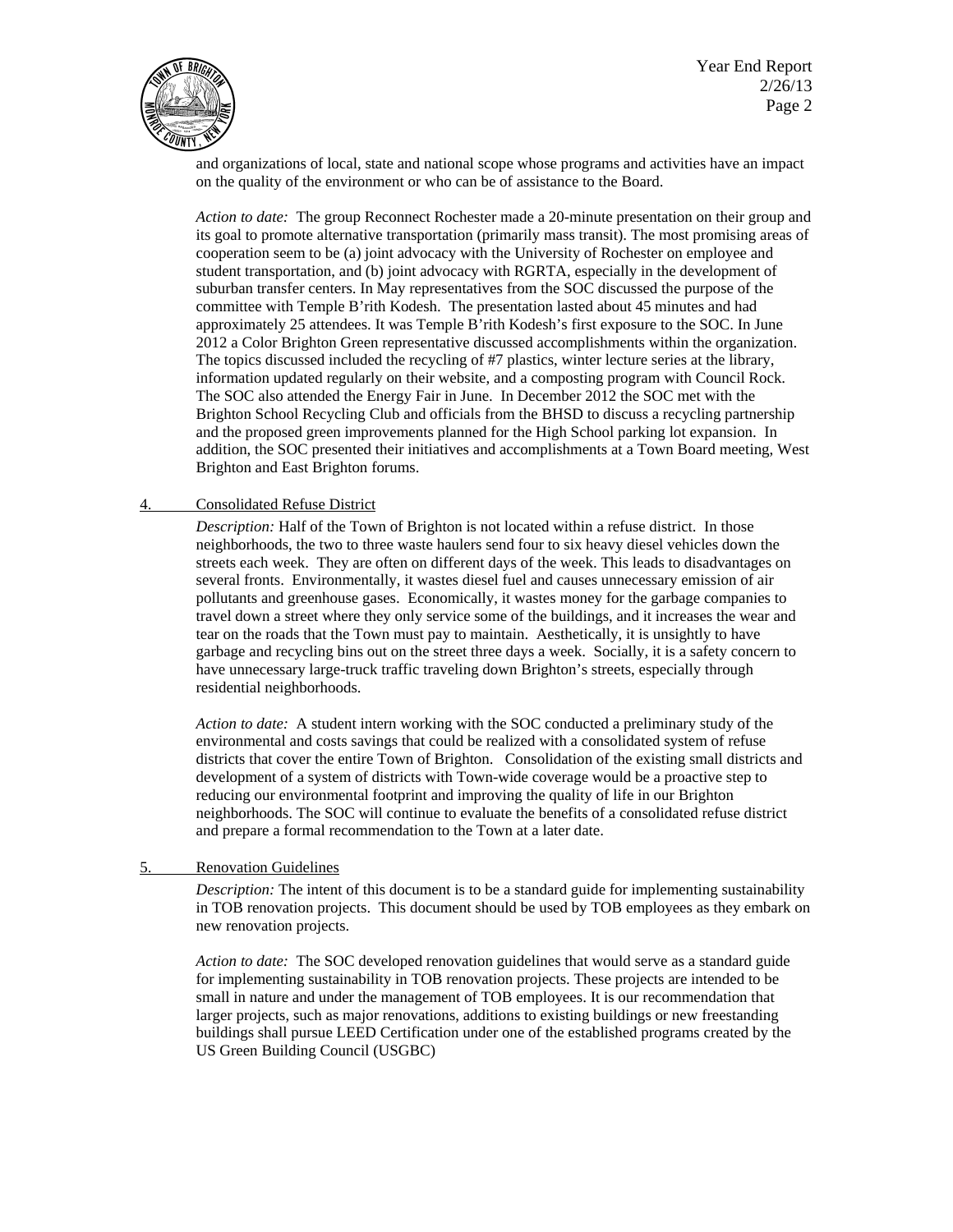and organizations of local, state and national scope whose programs and activities have an impact on the quality of the environment or who can be of assistance to the Board.

*Action to date:* The group Reconnect Rochester made a 20-minute presentation on their group and its goal to promote alternative transportation (primarily mass transit). The most promising areas of cooperation seem to be (a) joint advocacy with the University of Rochester on employee and student transportation, and (b) joint advocacy with RGRTA, especially in the development of suburban transfer centers. In May representatives from the SOC discussed the purpose of the committee with Temple B'rith Kodesh. The presentation lasted about 45 minutes and had approximately 25 attendees. It was Temple B'rith Kodesh's first exposure to the SOC. In June 2012 a Color Brighton Green representative discussed accomplishments within the organization. The topics discussed included the recycling of #7 plastics, winter lecture series at the library, information updated regularly on their website, and a composting program with Council Rock. The SOC also attended the Energy Fair in June. In December 2012 the SOC met with the Brighton School Recycling Club and officials from the BHSD to discuss a recycling partnership and the proposed green improvements planned for the High School parking lot expansion. In addition, the SOC presented their initiatives and accomplishments at a Town Board meeting, West Brighton and East Brighton forums.

4. Consolidated Refuse District

*Description:* Half of the Town of Brighton is not located within a refuse district. In those neighborhoods, the two to three waste haulers send four to six heavy diesel vehicles down the streets each week. They are often on different days of the week. This leads to disadvantages on several fronts. Environmentally, it wastes diesel fuel and causes unnecessary emission of air pollutants and greenhouse gases. Economically, it wastes money for the garbage companies to travel down a street where they only service some of the buildings, and it increases the wear and tear on the roads that the Town must pay to maintain. Aesthetically, it is unsightly to have garbage and recycling bins out on the street three days a week. Socially, it is a safety concern to have unnecessary large-truck traffic traveling down Brighton's streets, especially through residential neighborhoods.

*Action to date:* A student intern working with the SOC conducted a preliminary study of the environmental and costs savings that could be realized with a consolidated system of refuse districts that cover the entire Town of Brighton. Consolidation of the existing small districts and development of a system of districts with Town-wide coverage would be a proactive step to reducing our environmental footprint and improving the quality of life in our Brighton neighborhoods. The SOC will continue to evaluate the benefits of a consolidated refuse district and prepare a formal recommendation to the Town at a later date.

5. Renovation Guidelines

*Description:* The intent of this document is to be a standard guide for implementing sustainability in TOB renovation projects. This document should be used by TOB employees as they embark on new renovation projects.

*Action to date:* The SOC developed renovation guidelines that would serve as a standard guide for implementing sustainability in TOB renovation projects. These projects are intended to be small in nature and under the management of TOB employees. It is our recommendation that larger projects, such as major renovations, additions to existing buildings or new freestanding buildings shall pursue LEED Certification under one of the established programs created by the US Green Building Council (USGBC)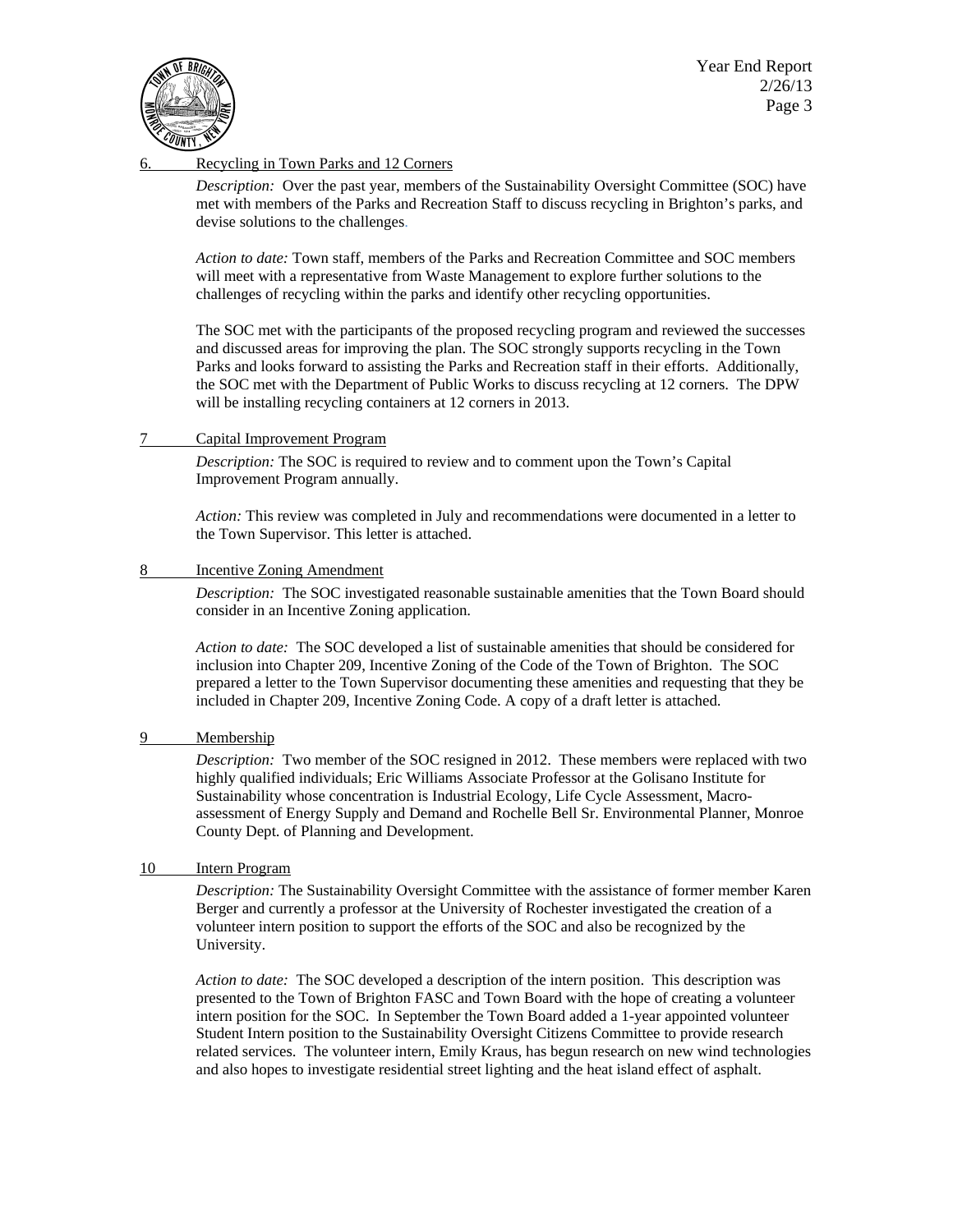6. Recycling in Town Parks and 12 Corners

*Description:* Over the past year, members of the Sustainability Oversight Committee (SOC) have met with members of the Parks and Recreation Staff to discuss recycling in Brighton's parks, and devise solutions to the challenges.

*Action to date:* Town staff, members of the Parks and Recreation Committee and SOC members will meet with a representative from Waste Management to explore further solutions to the challenges of recycling within the parks and identify other recycling opportunities.

The SOC met with the participants of the proposed recycling program and reviewed the successes and discussed areas for improving the plan. The SOC strongly supports recycling in the Town Parks and looks forward to assisting the Parks and Recreation staff in their efforts. Additionally, the SOC met with the Department of Public Works to discuss recycling at 12 corners. The DPW will be installing recycling containers at 12 corners in 2013.

7 Capital Improvement Program

*Description:* The SOC is required to review and to comment upon the Town's Capital Improvement Program annually.

*Action:* This review was completed in July and recommendations were documented in a letter to the Town Supervisor. This letter is attached.

8 Incentive Zoning Amendment

*Description:* The SOC investigated reasonable sustainable amenities that the Town Board should consider in an Incentive Zoning application.

*Action to date:* The SOC developed a list of sustainable amenities that should be considered for inclusion into Chapter 209, Incentive Zoning of the Code of the Town of Brighton. The SOC prepared a letter to the Town Supervisor documenting these amenities and requesting that they be included in Chapter 209, Incentive Zoning Code. A copy of a draft letter is attached.

9 Membership

*Description:* Two member of the SOC resigned in 2012. These members were replaced with two highly qualified individuals; Eric Williams Associate Professor at the Golisano Institute for Sustainability whose concentration is Industrial Ecology, Life Cycle Assessment, Macro-assessment of Energy Supply and Demand and Rochelle Bell Sr. Environmental Planner, Monroe County Dept. of Planning and Development.

10 Intern Program

*Description:* The Sustainability Oversight Committee with the assistance of former member Karen Berger and currently a professor at the University of Rochester investigated the creation of a volunteer intern position to support the efforts of the SOC and also be recognized by the University.

*Action to date:* The SOC developed a description of the intern position. This description was presented to the Town of Brighton FASC and Town Board with the hope of creating a volunteer intern position for the SOC. In September the Town Board added a 1-year appointed volunteer Student Intern position to the Sustainability Oversight Citizens Committee to provide research related services. The volunteer intern, Emily Kraus, has begun research on new wind technologies and also hopes to investigate residential street lighting and the heat island effect of asphalt.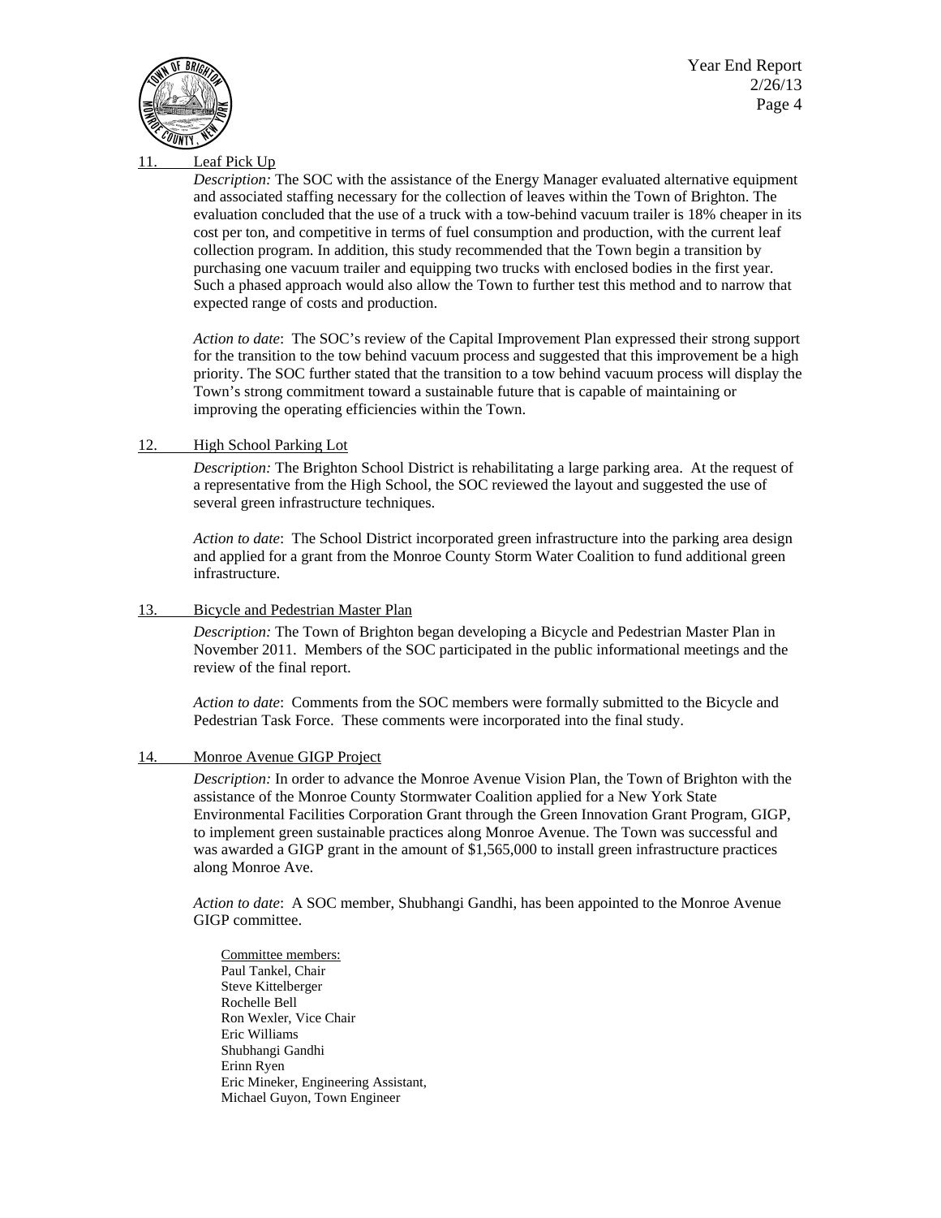11. Leaf Pick Up

*Description:* The SOC with the assistance of the Energy Manager evaluated alternative equipment and associated staffing necessary for the collection of leaves within the Town of Brighton. The evaluation concluded that the use of a truck with a tow-behind vacuum trailer is 18% cheaper in its cost per ton, and competitive in terms of fuel consumption and production, with the current leaf collection program. In addition, this study recommended that the Town begin a transition by purchasing one vacuum trailer and equipping two trucks with enclosed bodies in the first year. Such a phased approach would also allow the Town to further test this method and to narrow that expected range of costs and production.

*Action to date*: The SOC's review of the Capital Improvement Plan expressed their strong support for the transition to the tow behind vacuum process and suggested that this improvement be a high priority. The SOC further stated that the transition to a tow behind vacuum process will display the Town's strong commitment toward a sustainable future that is capable of maintaining or improving the operating efficiencies within the Town.

12. High School Parking Lot

*Description:* The Brighton School District is rehabilitating a large parking area. At the request of a representative from the High School, the SOC reviewed the layout and suggested the use of several green infrastructure techniques.

*Action to date*: The School District incorporated green infrastructure into the parking area design and applied for a grant from the Monroe County Storm Water Coalition to fund additional green infrastructure.

13. Bicycle and Pedestrian Master Plan

*Description:* The Town of Brighton began developing a Bicycle and Pedestrian Master Plan in November 2011. Members of the SOC participated in the public informational meetings and the review of the final report.

*Action to date*: Comments from the SOC members were formally submitted to the Bicycle and Pedestrian Task Force. These comments were incorporated into the final study.

14. Monroe Avenue GIGP Project

*Description:* In order to advance the Monroe Avenue Vision Plan, the Town of Brighton with the assistance of the Monroe County Stormwater Coalition applied for a New York State Environmental Facilities Corporation Grant through the Green Innovation Grant Program, GIGP, to implement green sustainable practices along Monroe Avenue. The Town was successful and was awarded a GIGP grant in the amount of $1,565,000 to install green infrastructure practices along Monroe Ave.

*Action to date*: A SOC member, Shubhangi Gandhi, has been appointed to the Monroe Avenue GIGP committee.

Committee members:
Paul Tankel, Chair
Steve Kittelberger
Rochelle Bell
Ron Wexler, Vice Chair
Eric Williams
Shubhangi Gandhi
Erinn Ryen
Eric Mineker, Engineering Assistant,
Michael Guyon, Town Engineer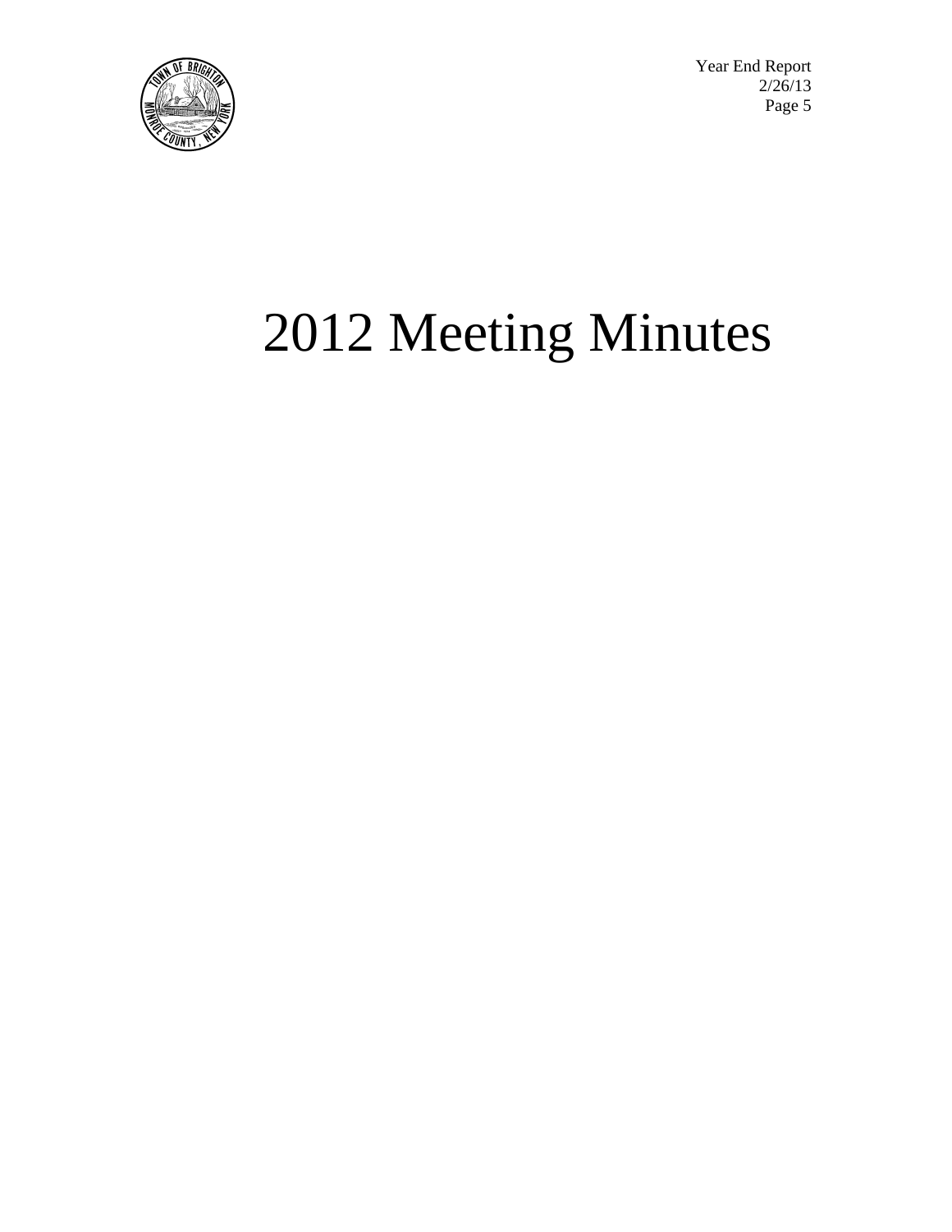# 2012 Meeting Minutes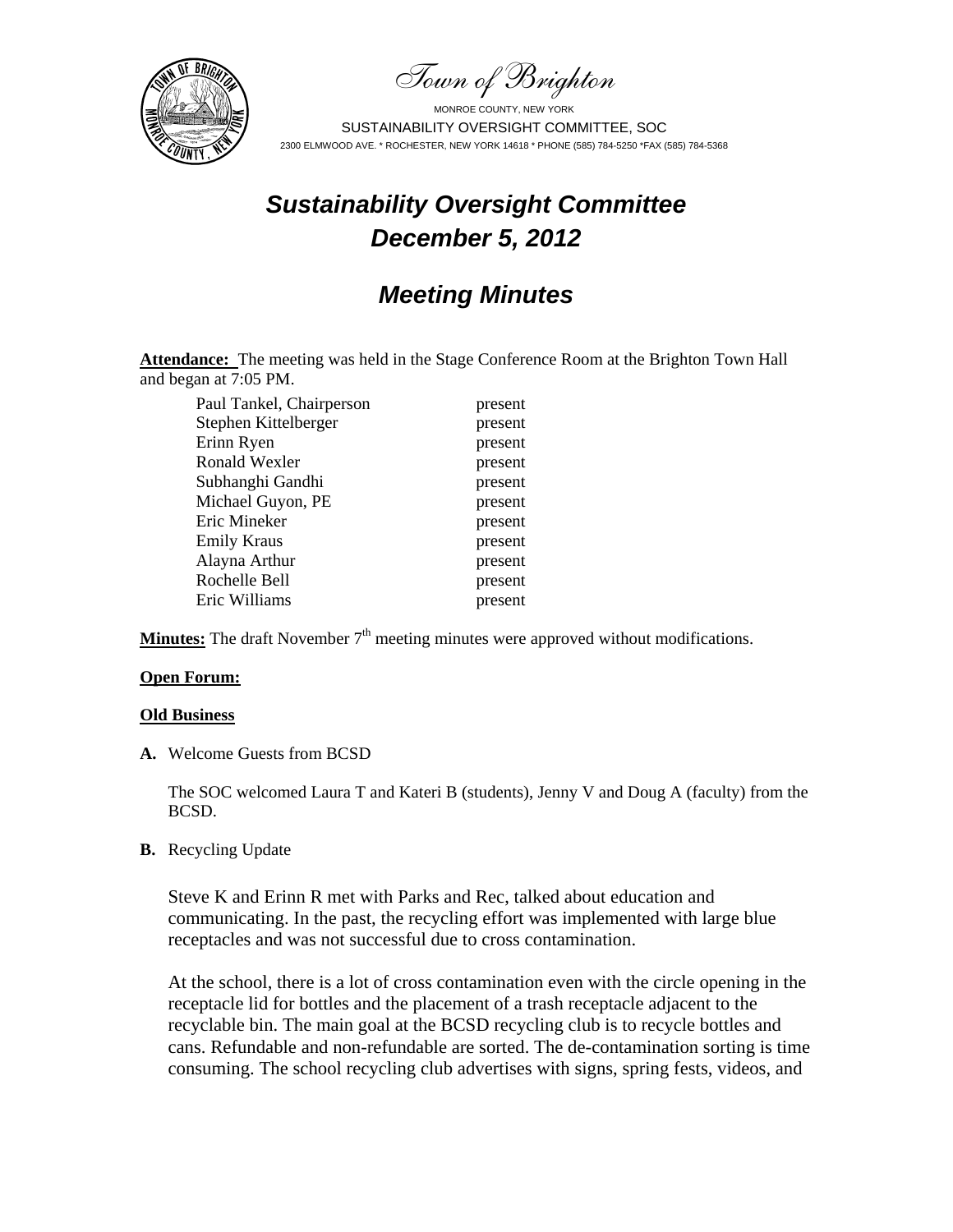Town of Brighton

MONROE COUNTY, NEW YORK

SUSTAINABILITY OVERSIGHT COMMITTEE, SOC

2300 ELMWOOD AVE. * ROCHESTER, NEW YORK 14618 * PHONE (585) 784-5250 *FAX (585) 784-5368

# *Sustainability Oversight Committee*
# *December 5, 2012*

## *Meeting Minutes*

**Attendance:** The meeting was held in the Stage Conference Room at the Brighton Town Hall and began at 7:05 PM.

| | |
|---|---|
| Paul Tankel, Chairperson | present |
| Stephen Kittelberger | present |
| Erinn Ryen | present |
| Ronald Wexler | present |
| Subhanghi Gandhi | present |
| Michael Guyon, PE | present |
| Eric Mineker | present |
| Emily Kraus | present |
| Alayna Arthur | present |
| Rochelle Bell | present |
| Eric Williams | present |

**Minutes:** The draft November 7th meeting minutes were approved without modifications.

**Open Forum:**

**Old Business**

**A.** Welcome Guests from BCSD

The SOC welcomed Laura T and Kateri B (students), Jenny V and Doug A (faculty) from the BCSD.

**B.** Recycling Update

Steve K and Erinn R met with Parks and Rec, talked about education and communicating. In the past, the recycling effort was implemented with large blue receptacles and was not successful due to cross contamination.

At the school, there is a lot of cross contamination even with the circle opening in the receptacle lid for bottles and the placement of a trash receptacle adjacent to the recyclable bin. The main goal at the BCSD recycling club is to recycle bottles and cans. Refundable and non-refundable are sorted. The de-contamination sorting is time consuming. The school recycling club advertises with signs, spring fests, videos, and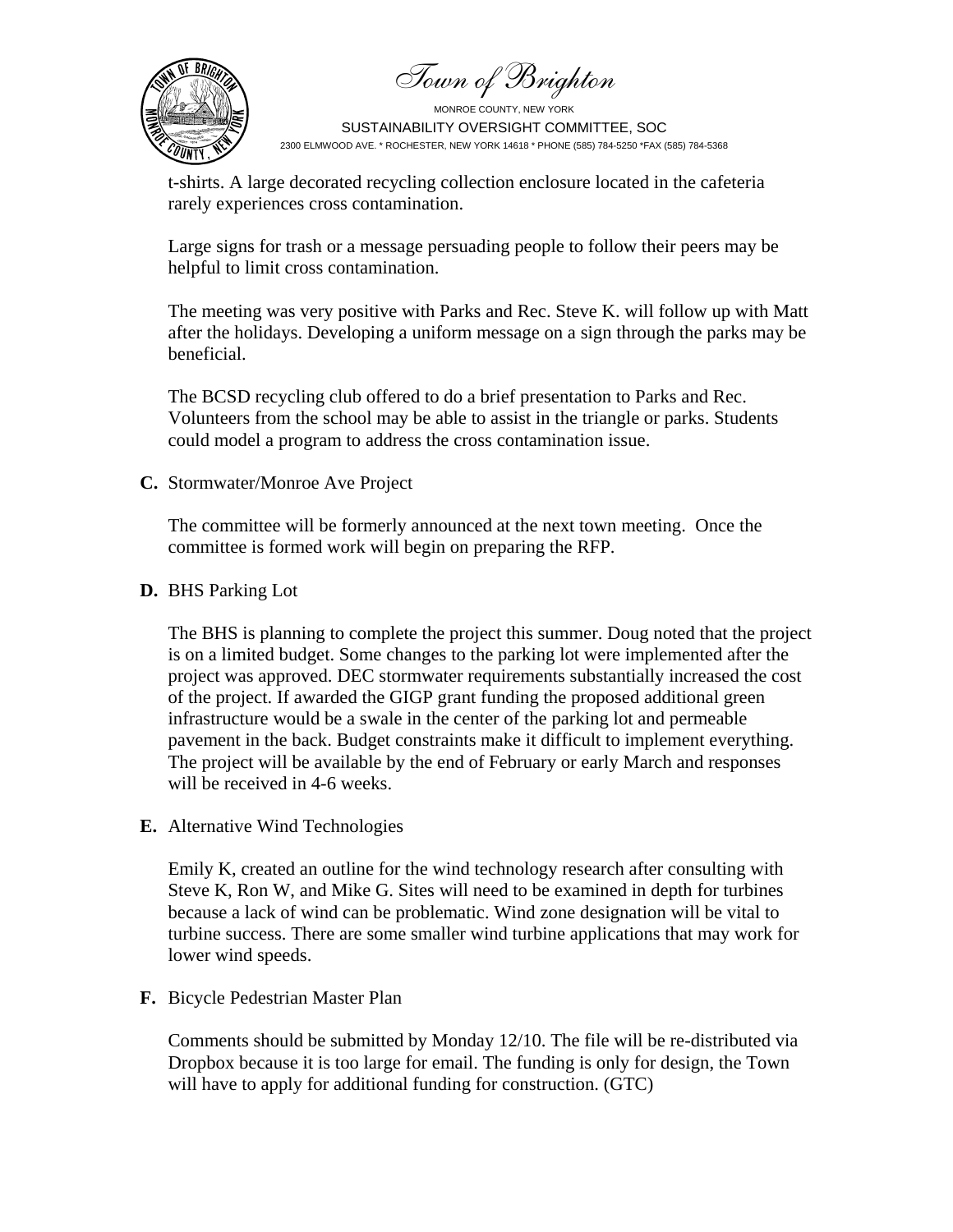t-shirts. A large decorated recycling collection enclosure located in the cafeteria rarely experiences cross contamination.

Large signs for trash or a message persuading people to follow their peers may be helpful to limit cross contamination.

The meeting was very positive with Parks and Rec. Steve K. will follow up with Matt after the holidays. Developing a uniform message on a sign through the parks may be beneficial.

The BCSD recycling club offered to do a brief presentation to Parks and Rec. Volunteers from the school may be able to assist in the triangle or parks. Students could model a program to address the cross contamination issue.

**C.** Stormwater/Monroe Ave Project

The committee will be formerly announced at the next town meeting. Once the committee is formed work will begin on preparing the RFP.

**D.** BHS Parking Lot

The BHS is planning to complete the project this summer. Doug noted that the project is on a limited budget. Some changes to the parking lot were implemented after the project was approved. DEC stormwater requirements substantially increased the cost of the project. If awarded the GIGP grant funding the proposed additional green infrastructure would be a swale in the center of the parking lot and permeable pavement in the back. Budget constraints make it difficult to implement everything. The project will be available by the end of February or early March and responses will be received in 4-6 weeks.

**E.** Alternative Wind Technologies

Emily K, created an outline for the wind technology research after consulting with Steve K, Ron W, and Mike G. Sites will need to be examined in depth for turbines because a lack of wind can be problematic. Wind zone designation will be vital to turbine success. There are some smaller wind turbine applications that may work for lower wind speeds.

**F.** Bicycle Pedestrian Master Plan

Comments should be submitted by Monday 12/10. The file will be re-distributed via Dropbox because it is too large for email. The funding is only for design, the Town will have to apply for additional funding for construction. (GTC)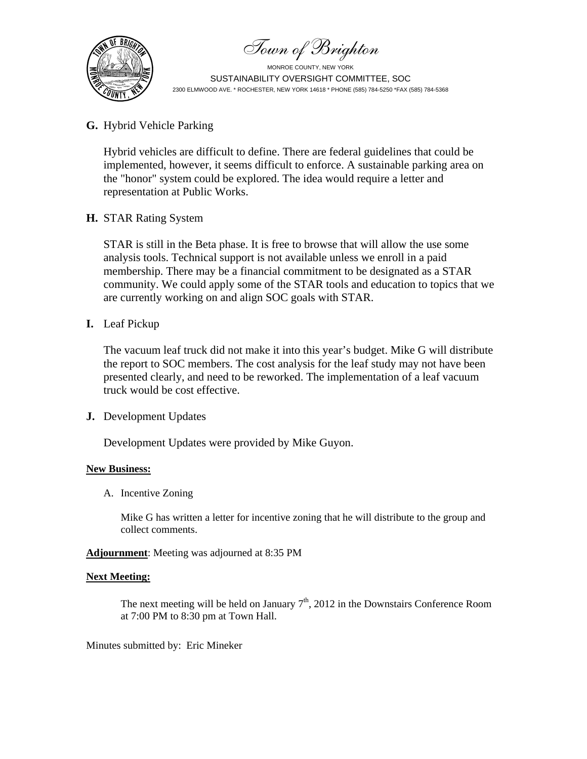Town of Brighton

MONROE COUNTY, NEW YORK

SUSTAINABILITY OVERSIGHT COMMITTEE, SOC

2300 ELMWOOD AVE. * ROCHESTER, NEW YORK 14618 * PHONE (585) 784-5250 *FAX (585) 784-5368

**G.** Hybrid Vehicle Parking

Hybrid vehicles are difficult to define. There are federal guidelines that could be implemented, however, it seems difficult to enforce. A sustainable parking area on the "honor" system could be explored. The idea would require a letter and representation at Public Works.

**H.** STAR Rating System

STAR is still in the Beta phase. It is free to browse that will allow the use some analysis tools. Technical support is not available unless we enroll in a paid membership. There may be a financial commitment to be designated as a STAR community. We could apply some of the STAR tools and education to topics that we are currently working on and align SOC goals with STAR.

**I.** Leaf Pickup

The vacuum leaf truck did not make it into this year's budget. Mike G will distribute the report to SOC members. The cost analysis for the leaf study may not have been presented clearly, and need to be reworked. The implementation of a leaf vacuum truck would be cost effective.

**J.** Development Updates

Development Updates were provided by Mike Guyon.

**New Business:**

A. Incentive Zoning

Mike G has written a letter for incentive zoning that he will distribute to the group and collect comments.

**Adjournment**: Meeting was adjourned at 8:35 PM

**Next Meeting:**

The next meeting will be held on January 7th, 2012 in the Downstairs Conference Room at 7:00 PM to 8:30 pm at Town Hall.

Minutes submitted by: Eric Mineker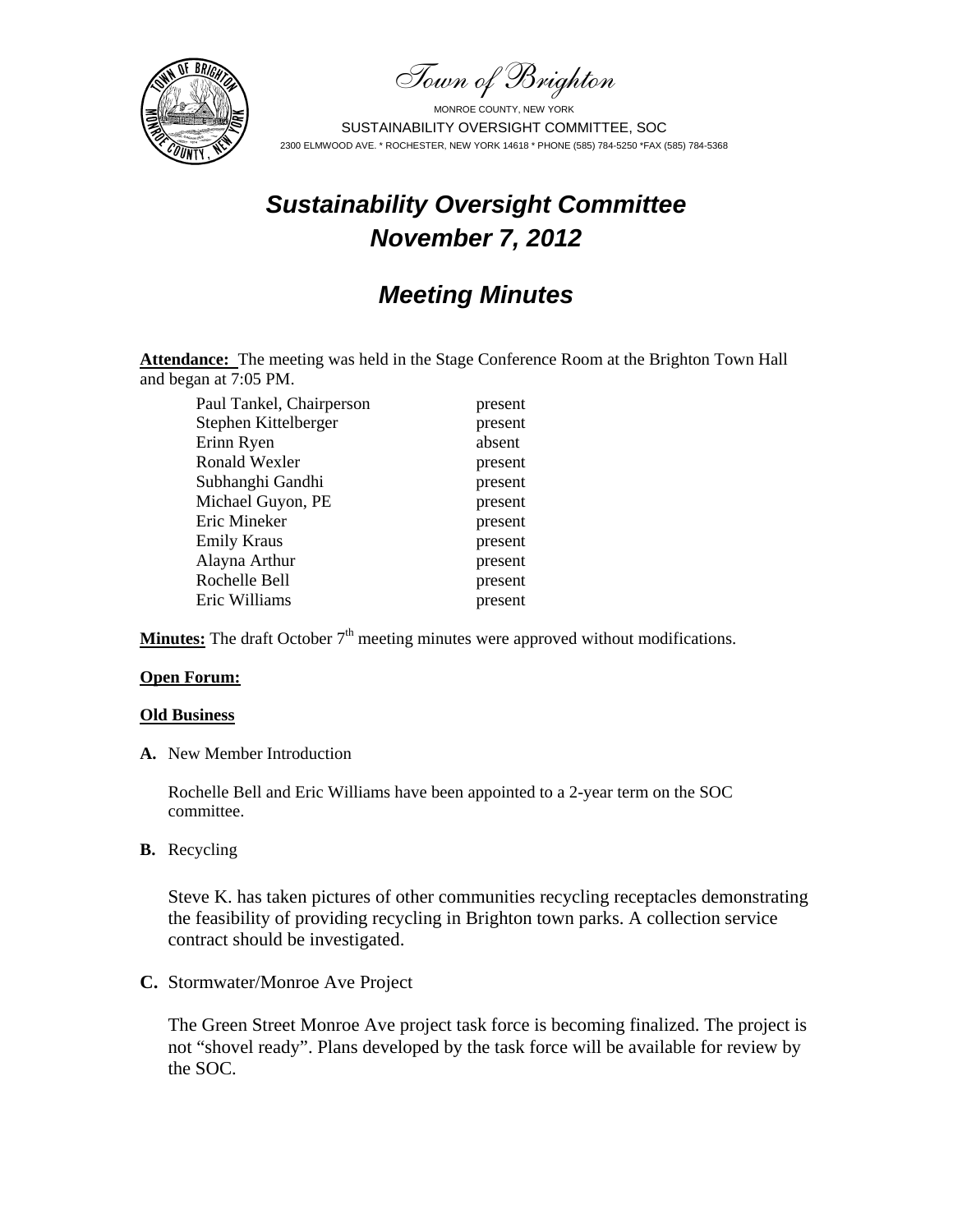Town of Brighton

MONROE COUNTY, NEW YORK
SUSTAINABILITY OVERSIGHT COMMITTEE, SOC
2300 ELMWOOD AVE. * ROCHESTER, NEW YORK 14618 * PHONE (585) 784-5250 *FAX (585) 784-5368

# *Sustainability Oversight Committee*
# *November 7, 2012*

## *Meeting Minutes*

**Attendance:** The meeting was held in the Stage Conference Room at the Brighton Town Hall and began at 7:05 PM.

| | |
|---|---|
| Paul Tankel, Chairperson | present |
| Stephen Kittelberger | present |
| Erinn Ryen | absent |
| Ronald Wexler | present |
| Subhanghi Gandhi | present |
| Michael Guyon, PE | present |
| Eric Mineker | present |
| Emily Kraus | present |
| Alayna Arthur | present |
| Rochelle Bell | present |
| Eric Williams | present |

**Minutes:** The draft October 7th meeting minutes were approved without modifications.

**Open Forum:**

**Old Business**

**A.** New Member Introduction

Rochelle Bell and Eric Williams have been appointed to a 2-year term on the SOC committee.

**B.** Recycling

Steve K. has taken pictures of other communities recycling receptacles demonstrating the feasibility of providing recycling in Brighton town parks. A collection service contract should be investigated.

**C.** Stormwater/Monroe Ave Project

The Green Street Monroe Ave project task force is becoming finalized. The project is not "shovel ready". Plans developed by the task force will be available for review by the SOC.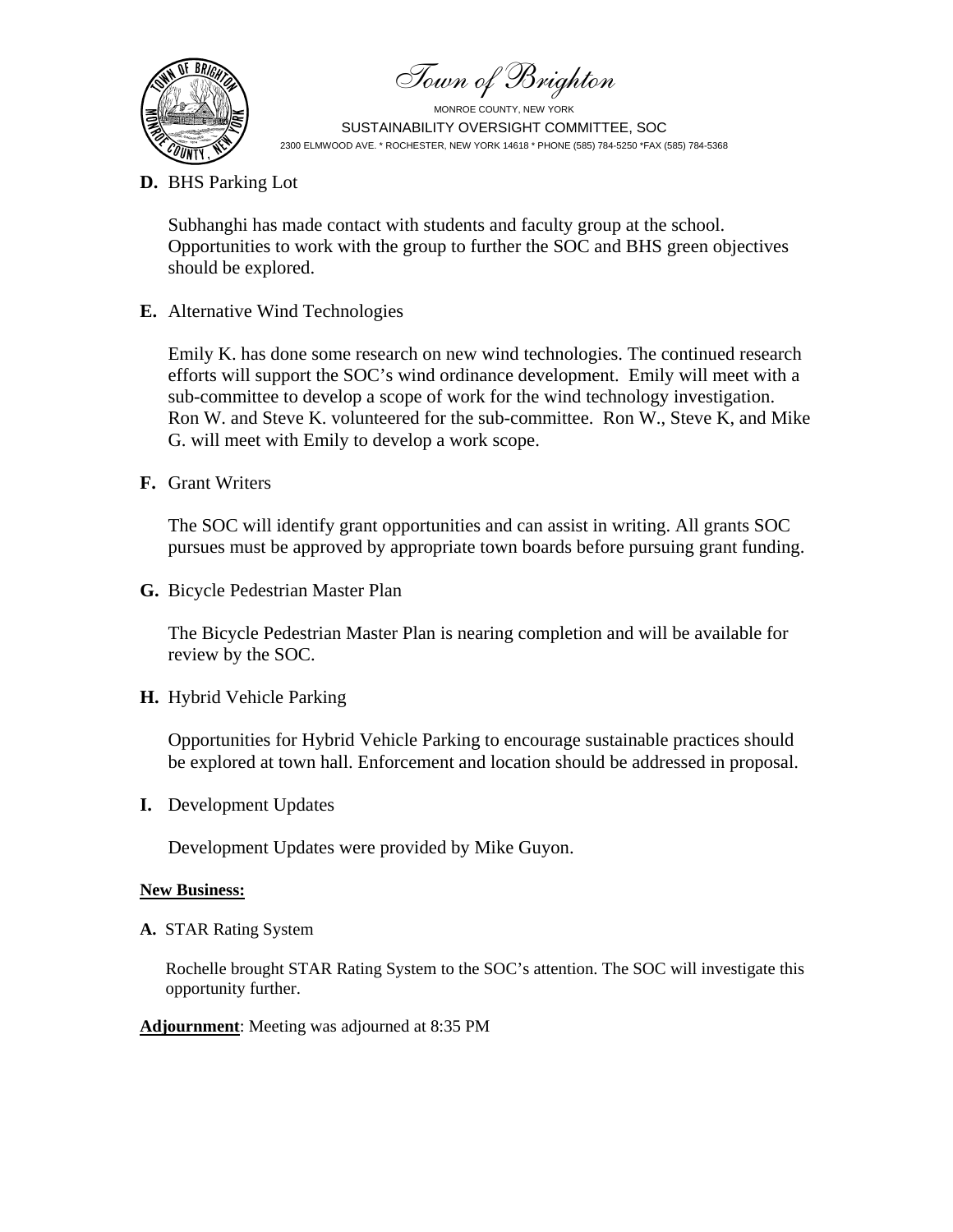**D.** BHS Parking Lot

Subhanghi has made contact with students and faculty group at the school. Opportunities to work with the group to further the SOC and BHS green objectives should be explored.

**E.** Alternative Wind Technologies

Emily K. has done some research on new wind technologies. The continued research efforts will support the SOC's wind ordinance development. Emily will meet with a sub-committee to develop a scope of work for the wind technology investigation. Ron W. and Steve K. volunteered for the sub-committee. Ron W., Steve K, and Mike G. will meet with Emily to develop a work scope.

**F.** Grant Writers

The SOC will identify grant opportunities and can assist in writing. All grants SOC pursues must be approved by appropriate town boards before pursuing grant funding.

**G.** Bicycle Pedestrian Master Plan

The Bicycle Pedestrian Master Plan is nearing completion and will be available for review by the SOC.

**H.** Hybrid Vehicle Parking

Opportunities for Hybrid Vehicle Parking to encourage sustainable practices should be explored at town hall. Enforcement and location should be addressed in proposal.

**I.** Development Updates

Development Updates were provided by Mike Guyon.

**New Business:**

**A.** STAR Rating System

Rochelle brought STAR Rating System to the SOC's attention. The SOC will investigate this opportunity further.

**Adjournment**: Meeting was adjourned at 8:35 PM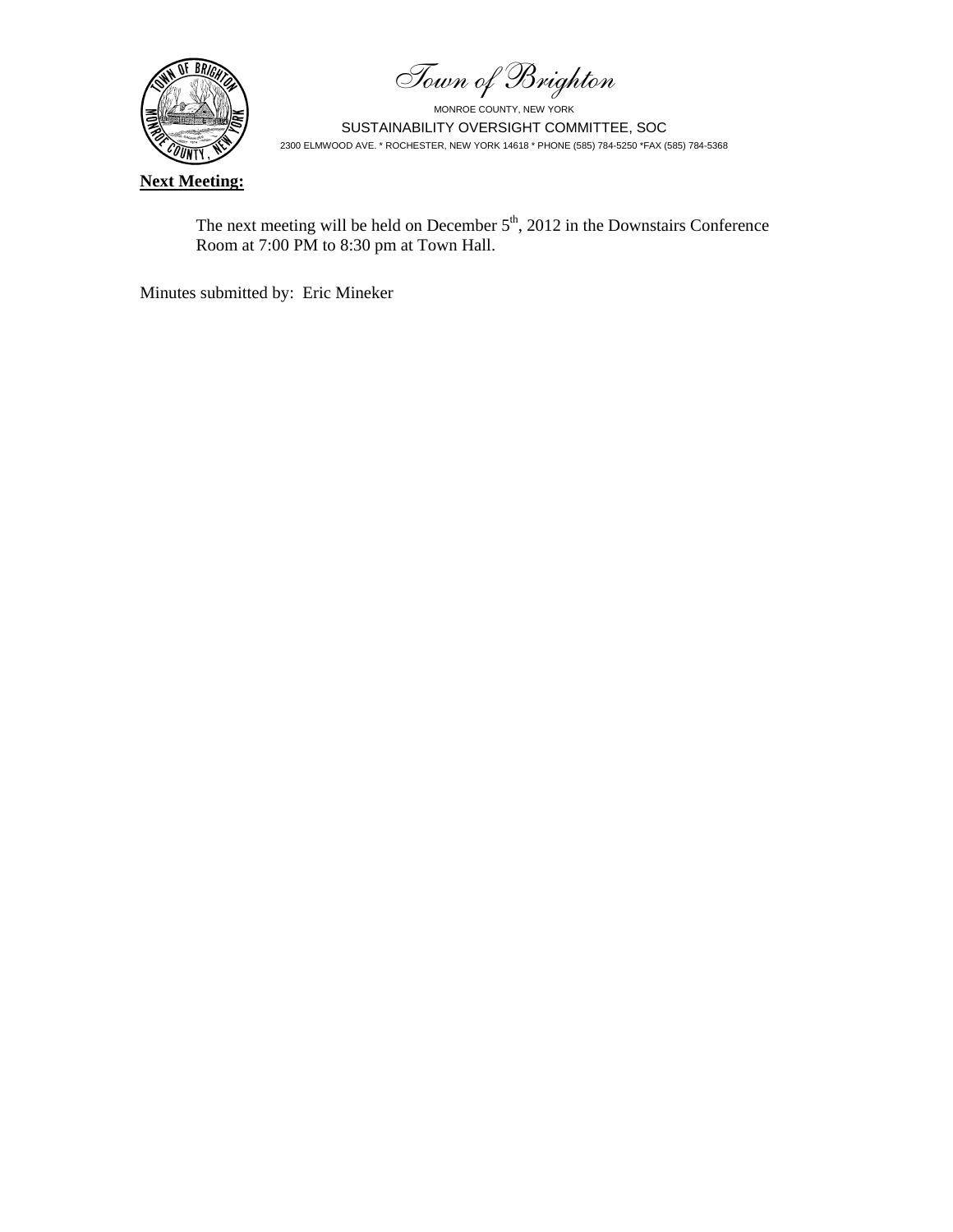*Town of Brighton*

MONROE COUNTY, NEW YORK

SUSTAINABILITY OVERSIGHT COMMITTEE, SOC

2300 ELMWOOD AVE. * ROCHESTER, NEW YORK 14618 * PHONE (585) 784-5250 *FAX (585) 784-5368

**Next Meeting:**

The next meeting will be held on December 5th, 2012 in the Downstairs Conference Room at 7:00 PM to 8:30 pm at Town Hall.

Minutes submitted by: Eric Mineker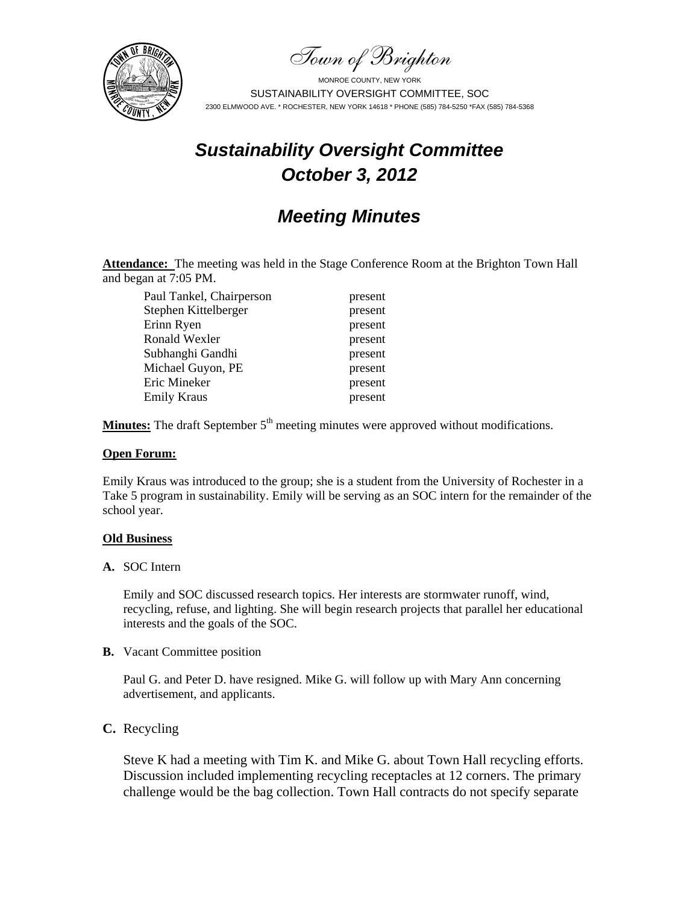Town of Brighton

MONROE COUNTY, NEW YORK

SUSTAINABILITY OVERSIGHT COMMITTEE, SOC

2300 ELMWOOD AVE. * ROCHESTER, NEW YORK 14618 * PHONE (585) 784-5250 *FAX (585) 784-5368

# *Sustainability Oversight Committee*
# *October 3, 2012*

## *Meeting Minutes*

**Attendance:** The meeting was held in the Stage Conference Room at the Brighton Town Hall and began at 7:05 PM.

| | |
|---|---|
| Paul Tankel, Chairperson | present |
| Stephen Kittelberger | present |
| Erinn Ryen | present |
| Ronald Wexler | present |
| Subhanghi Gandhi | present |
| Michael Guyon, PE | present |
| Eric Mineker | present |
| Emily Kraus | present |

**Minutes:** The draft September 5th meeting minutes were approved without modifications.

**Open Forum:**

Emily Kraus was introduced to the group; she is a student from the University of Rochester in a Take 5 program in sustainability. Emily will be serving as an SOC intern for the remainder of the school year.

**Old Business**

**A.** SOC Intern

Emily and SOC discussed research topics. Her interests are stormwater runoff, wind, recycling, refuse, and lighting. She will begin research projects that parallel her educational interests and the goals of the SOC.

**B.** Vacant Committee position

Paul G. and Peter D. have resigned. Mike G. will follow up with Mary Ann concerning advertisement, and applicants.

**C.** Recycling

Steve K had a meeting with Tim K. and Mike G. about Town Hall recycling efforts. Discussion included implementing recycling receptacles at 12 corners. The primary challenge would be the bag collection. Town Hall contracts do not specify separate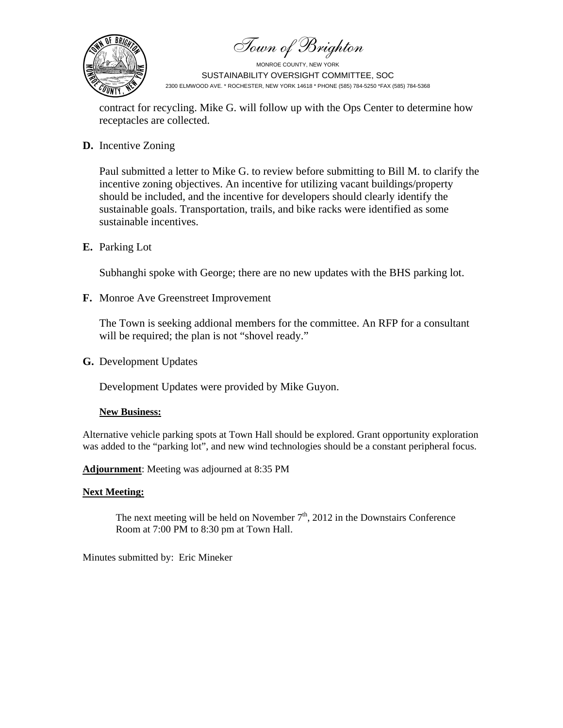contract for recycling. Mike G. will follow up with the Ops Center to determine how receptacles are collected.

**D.** Incentive Zoning

Paul submitted a letter to Mike G. to review before submitting to Bill M. to clarify the incentive zoning objectives. An incentive for utilizing vacant buildings/property should be included, and the incentive for developers should clearly identify the sustainable goals. Transportation, trails, and bike racks were identified as some sustainable incentives.

**E.** Parking Lot

Subhanghi spoke with George; there are no new updates with the BHS parking lot.

**F.** Monroe Ave Greenstreet Improvement

The Town is seeking addional members for the committee. An RFP for a consultant will be required; the plan is not "shovel ready."

**G.** Development Updates

Development Updates were provided by Mike Guyon.

**New Business:**

Alternative vehicle parking spots at Town Hall should be explored. Grant opportunity exploration was added to the "parking lot", and new wind technologies should be a constant peripheral focus.

**Adjournment**: Meeting was adjourned at 8:35 PM

**Next Meeting:**

The next meeting will be held on November 7th, 2012 in the Downstairs Conference Room at 7:00 PM to 8:30 pm at Town Hall.

Minutes submitted by: Eric Mineker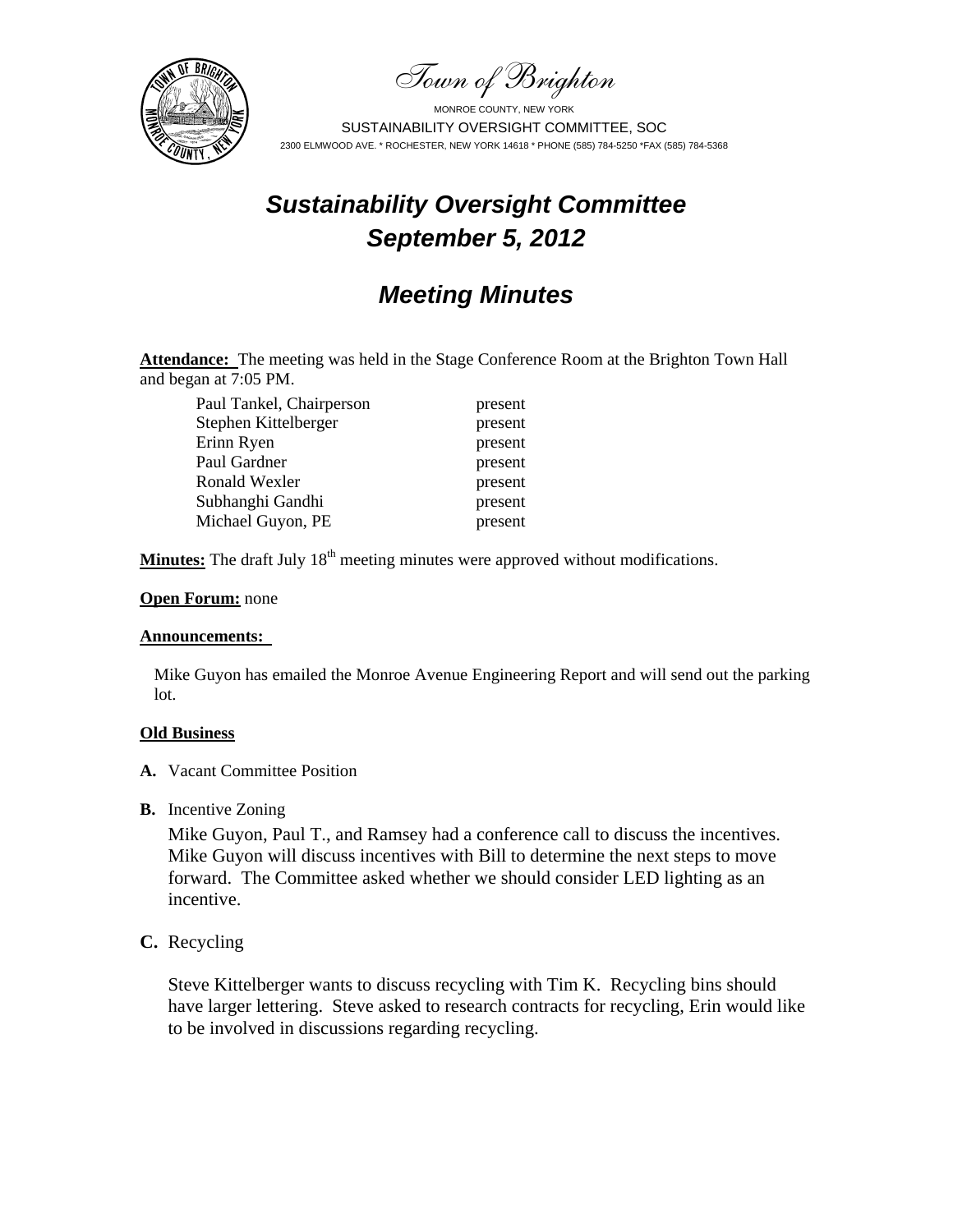Town of Brighton

MONROE COUNTY, NEW YORK
SUSTAINABILITY OVERSIGHT COMMITTEE, SOC
2300 ELMWOOD AVE. * ROCHESTER, NEW YORK 14618 * PHONE (585) 784-5250 *FAX (585) 784-5368

# Sustainability Oversight Committee
# September 5, 2012

## Meeting Minutes

**Attendance:** The meeting was held in the Stage Conference Room at the Brighton Town Hall and began at 7:05 PM.

| | |
|---|---|
| Paul Tankel, Chairperson | present |
| Stephen Kittelberger | present |
| Erinn Ryen | present |
| Paul Gardner | present |
| Ronald Wexler | present |
| Subhanghi Gandhi | present |
| Michael Guyon, PE | present |

**Minutes:** The draft July 18th meeting minutes were approved without modifications.

**Open Forum:** none

**Announcements:**

Mike Guyon has emailed the Monroe Avenue Engineering Report and will send out the parking lot.

**Old Business**

**A.** Vacant Committee Position

**B.** Incentive Zoning

Mike Guyon, Paul T., and Ramsey had a conference call to discuss the incentives. Mike Guyon will discuss incentives with Bill to determine the next steps to move forward. The Committee asked whether we should consider LED lighting as an incentive.

**C.** Recycling

Steve Kittelberger wants to discuss recycling with Tim K. Recycling bins should have larger lettering. Steve asked to research contracts for recycling, Erin would like to be involved in discussions regarding recycling.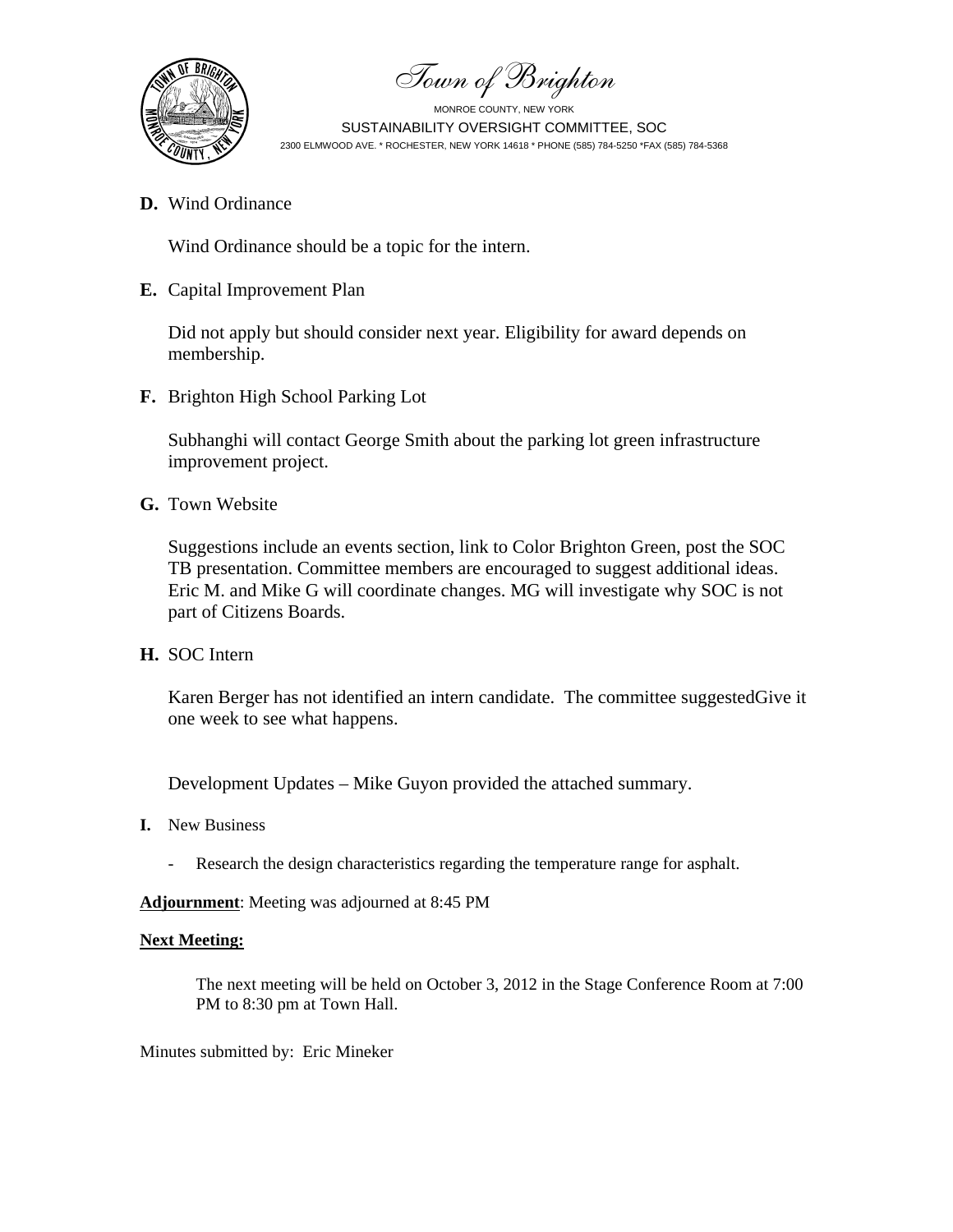Town of Brighton

MONROE COUNTY, NEW YORK

SUSTAINABILITY OVERSIGHT COMMITTEE, SOC

2300 ELMWOOD AVE. * ROCHESTER, NEW YORK 14618 * PHONE (585) 784-5250 *FAX (585) 784-5368

**D.** Wind Ordinance

Wind Ordinance should be a topic for the intern.

**E.** Capital Improvement Plan

Did not apply but should consider next year. Eligibility for award depends on membership.

**F.** Brighton High School Parking Lot

Subhanghi will contact George Smith about the parking lot green infrastructure improvement project.

**G.** Town Website

Suggestions include an events section, link to Color Brighton Green, post the SOC TB presentation. Committee members are encouraged to suggest additional ideas. Eric M. and Mike G will coordinate changes. MG will investigate why SOC is not part of Citizens Boards.

**H.** SOC Intern

Karen Berger has not identified an intern candidate. The committee suggestedGive it one week to see what happens.

Development Updates – Mike Guyon provided the attached summary.

**I.** New Business

- Research the design characteristics regarding the temperature range for asphalt.

**Adjournment**: Meeting was adjourned at 8:45 PM

**Next Meeting:**

The next meeting will be held on October 3, 2012 in the Stage Conference Room at 7:00 PM to 8:30 pm at Town Hall.

Minutes submitted by: Eric Mineker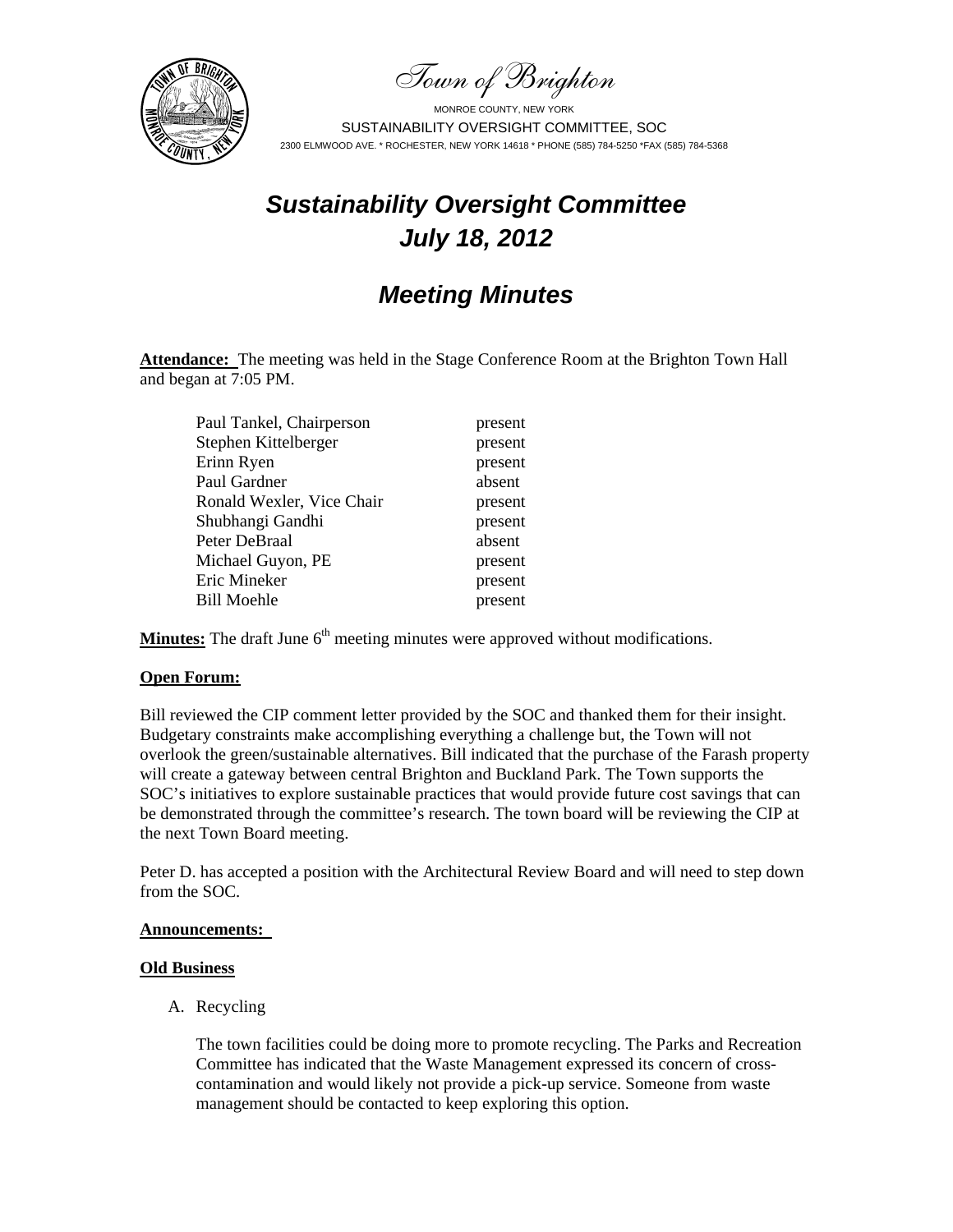Town of Brighton

MONROE COUNTY, NEW YORK

SUSTAINABILITY OVERSIGHT COMMITTEE, SOC

2300 ELMWOOD AVE. * ROCHESTER, NEW YORK 14618 * PHONE (585) 784-5250 *FAX (585) 784-5368

# *Sustainability Oversight Committee*
# *July 18, 2012*

## *Meeting Minutes*

**Attendance:** The meeting was held in the Stage Conference Room at the Brighton Town Hall and began at 7:05 PM.

| | |
|---|---|
| Paul Tankel, Chairperson | present |
| Stephen Kittelberger | present |
| Erinn Ryen | present |
| Paul Gardner | absent |
| Ronald Wexler, Vice Chair | present |
| Shubhangi Gandhi | present |
| Peter DeBraal | absent |
| Michael Guyon, PE | present |
| Eric Mineker | present |
| Bill Moehle | present |

**Minutes:** The draft June 6th meeting minutes were approved without modifications.

**Open Forum:**

Bill reviewed the CIP comment letter provided by the SOC and thanked them for their insight. Budgetary constraints make accomplishing everything a challenge but, the Town will not overlook the green/sustainable alternatives. Bill indicated that the purchase of the Farash property will create a gateway between central Brighton and Buckland Park. The Town supports the SOC's initiatives to explore sustainable practices that would provide future cost savings that can be demonstrated through the committee's research. The town board will be reviewing the CIP at the next Town Board meeting.

Peter D. has accepted a position with the Architectural Review Board and will need to step down from the SOC.

**Announcements:**

**Old Business**

A. Recycling

The town facilities could be doing more to promote recycling. The Parks and Recreation Committee has indicated that the Waste Management expressed its concern of cross-contamination and would likely not provide a pick-up service. Someone from waste management should be contacted to keep exploring this option.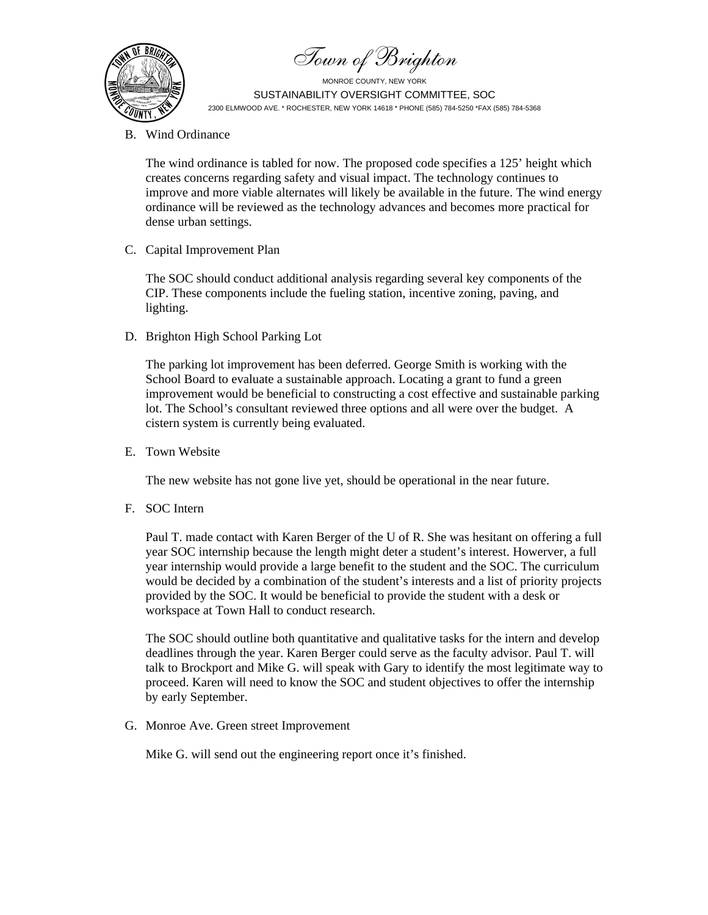B. Wind Ordinance

The wind ordinance is tabled for now. The proposed code specifies a 125' height which creates concerns regarding safety and visual impact. The technology continues to improve and more viable alternates will likely be available in the future. The wind energy ordinance will be reviewed as the technology advances and becomes more practical for dense urban settings.

C. Capital Improvement Plan

The SOC should conduct additional analysis regarding several key components of the CIP. These components include the fueling station, incentive zoning, paving, and lighting.

D. Brighton High School Parking Lot

The parking lot improvement has been deferred. George Smith is working with the School Board to evaluate a sustainable approach. Locating a grant to fund a green improvement would be beneficial to constructing a cost effective and sustainable parking lot. The School's consultant reviewed three options and all were over the budget. A cistern system is currently being evaluated.

E. Town Website

The new website has not gone live yet, should be operational in the near future.

F. SOC Intern

Paul T. made contact with Karen Berger of the U of R. She was hesitant on offering a full year SOC internship because the length might deter a student's interest. However, a full year internship would provide a large benefit to the student and the SOC. The curriculum would be decided by a combination of the student's interests and a list of priority projects provided by the SOC. It would be beneficial to provide the student with a desk or workspace at Town Hall to conduct research.

The SOC should outline both quantitative and qualitative tasks for the intern and develop deadlines through the year. Karen Berger could serve as the faculty advisor. Paul T. will talk to Brockport and Mike G. will speak with Gary to identify the most legitimate way to proceed. Karen will need to know the SOC and student objectives to offer the internship by early September.

G. Monroe Ave. Green street Improvement

Mike G. will send out the engineering report once it's finished.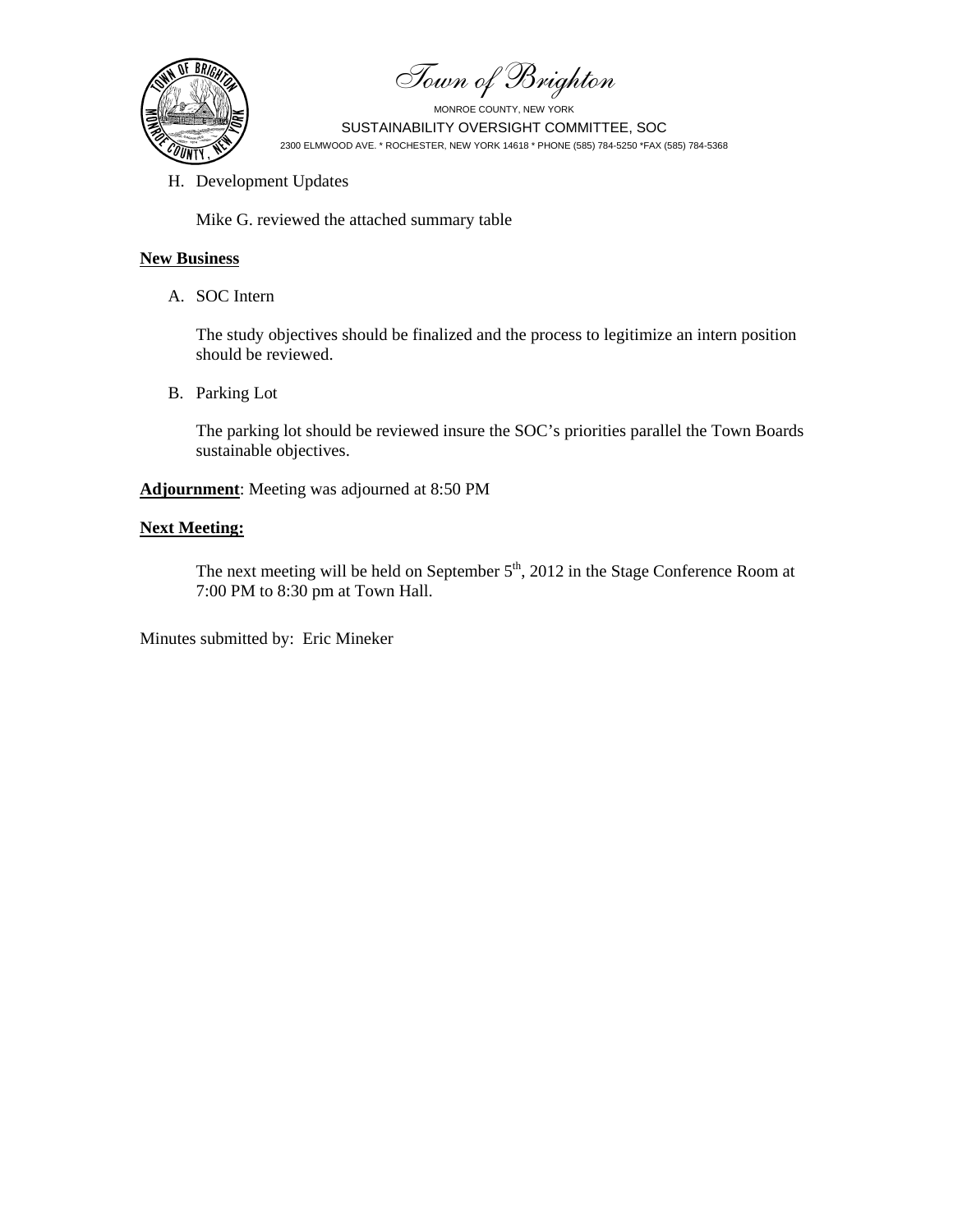H. Development Updates

Mike G. reviewed the attached summary table

**New Business**

A. SOC Intern

The study objectives should be finalized and the process to legitimize an intern position should be reviewed.

B. Parking Lot

The parking lot should be reviewed insure the SOC's priorities parallel the Town Boards sustainable objectives.

**Adjournment**: Meeting was adjourned at 8:50 PM

**Next Meeting:**

The next meeting will be held on September 5th, 2012 in the Stage Conference Room at 7:00 PM to 8:30 pm at Town Hall.

Minutes submitted by: Eric Mineker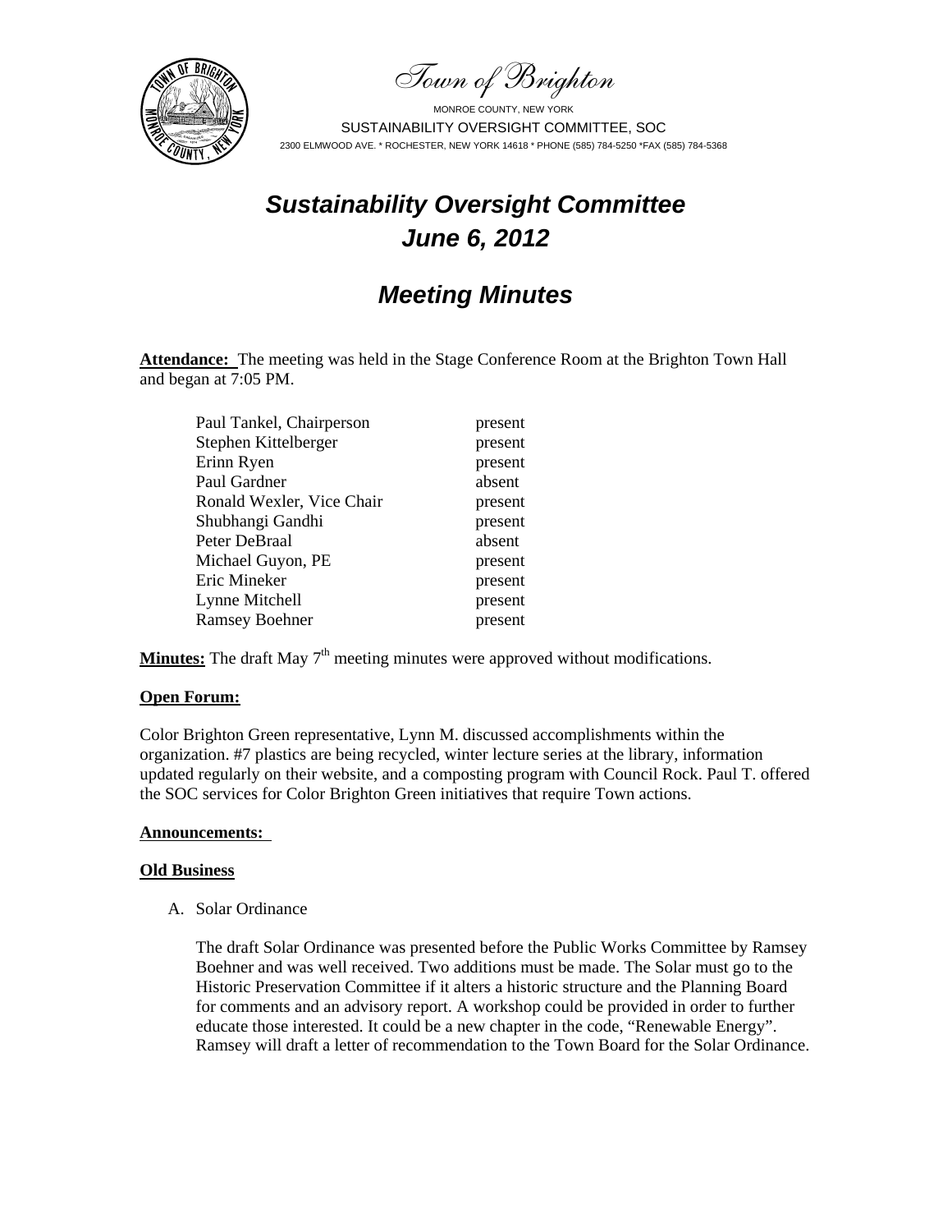Town of Brighton

MONROE COUNTY, NEW YORK

SUSTAINABILITY OVERSIGHT COMMITTEE, SOC

2300 ELMWOOD AVE. * ROCHESTER, NEW YORK 14618 * PHONE (585) 784-5250 *FAX (585) 784-5368

# *Sustainability Oversight Committee*
# *June 6, 2012*

## *Meeting Minutes*

**Attendance:** The meeting was held in the Stage Conference Room at the Brighton Town Hall and began at 7:05 PM.

| | |
|---|---|
| Paul Tankel, Chairperson | present |
| Stephen Kittelberger | present |
| Erinn Ryen | present |
| Paul Gardner | absent |
| Ronald Wexler, Vice Chair | present |
| Shubhangi Gandhi | present |
| Peter DeBraal | absent |
| Michael Guyon, PE | present |
| Eric Mineker | present |
| Lynne Mitchell | present |
| Ramsey Boehner | present |

**Minutes:** The draft May 7th meeting minutes were approved without modifications.

**Open Forum:**

Color Brighton Green representative, Lynn M. discussed accomplishments within the organization. #7 plastics are being recycled, winter lecture series at the library, information updated regularly on their website, and a composting program with Council Rock. Paul T. offered the SOC services for Color Brighton Green initiatives that require Town actions.

**Announcements:**

**Old Business**

A. Solar Ordinance

The draft Solar Ordinance was presented before the Public Works Committee by Ramsey Boehner and was well received. Two additions must be made. The Solar must go to the Historic Preservation Committee if it alters a historic structure and the Planning Board for comments and an advisory report. A workshop could be provided in order to further educate those interested. It could be a new chapter in the code, "Renewable Energy". Ramsey will draft a letter of recommendation to the Town Board for the Solar Ordinance.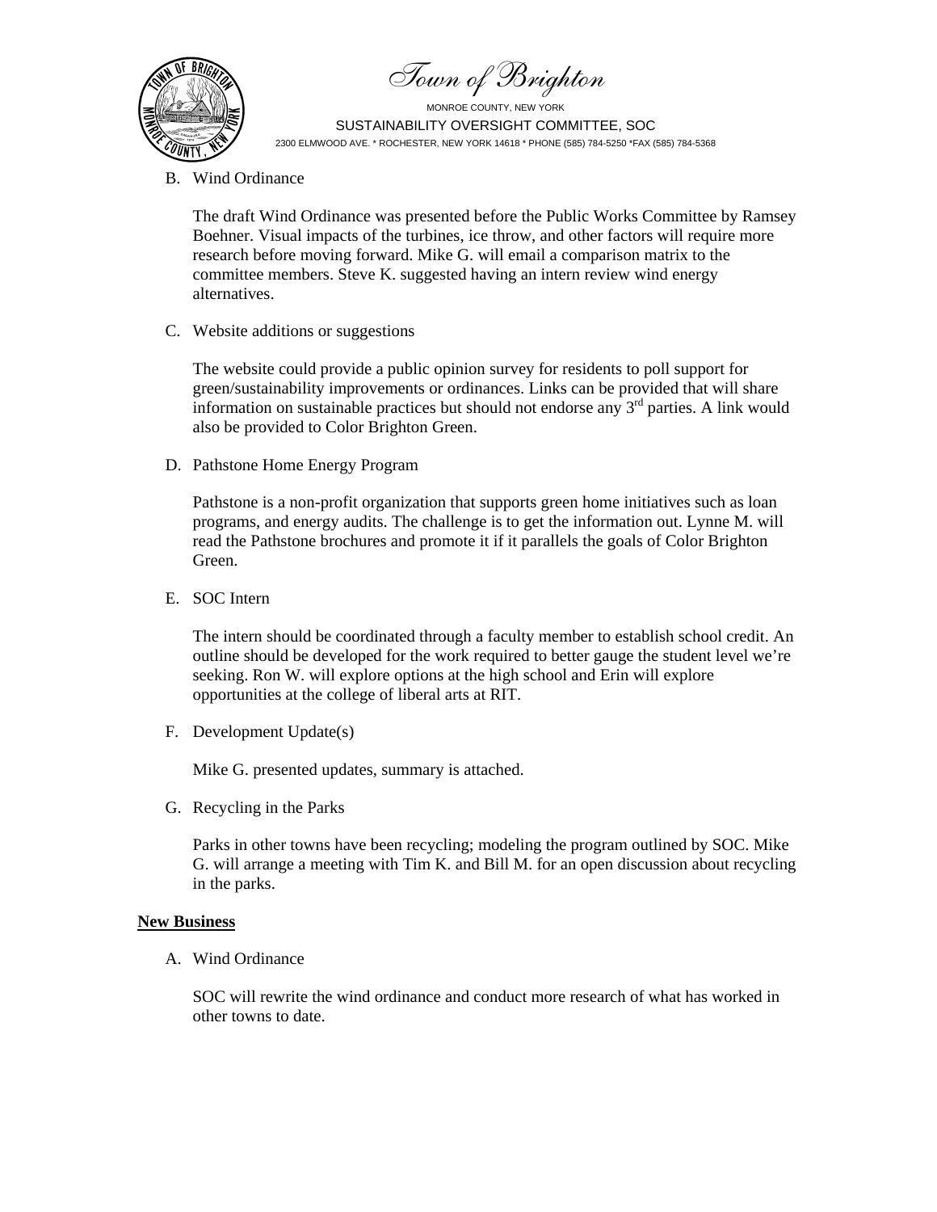B. Wind Ordinance

   The draft Wind Ordinance was presented before the Public Works Committee by Ramsey Boehner. Visual impacts of the turbines, ice throw, and other factors will require more research before moving forward. Mike G. will email a comparison matrix to the committee members. Steve K. suggested having an intern review wind energy alternatives.

C. Website additions or suggestions

   The website could provide a public opinion survey for residents to poll support for green/sustainability improvements or ordinances. Links can be provided that will share information on sustainable practices but should not endorse any 3rd parties. A link would also be provided to Color Brighton Green.

D. Pathstone Home Energy Program

   Pathstone is a non-profit organization that supports green home initiatives such as loan programs, and energy audits. The challenge is to get the information out. Lynne M. will read the Pathstone brochures and promote it if it parallels the goals of Color Brighton Green.

E. SOC Intern

   The intern should be coordinated through a faculty member to establish school credit. An outline should be developed for the work required to better gauge the student level we're seeking. Ron W. will explore options at the high school and Erin will explore opportunities at the college of liberal arts at RIT.

F. Development Update(s)

   Mike G. presented updates, summary is attached.

G. Recycling in the Parks

   Parks in other towns have been recycling; modeling the program outlined by SOC. Mike G. will arrange a meeting with Tim K. and Bill M. for an open discussion about recycling in the parks.

**New Business**

A. Wind Ordinance

   SOC will rewrite the wind ordinance and conduct more research of what has worked in other towns to date.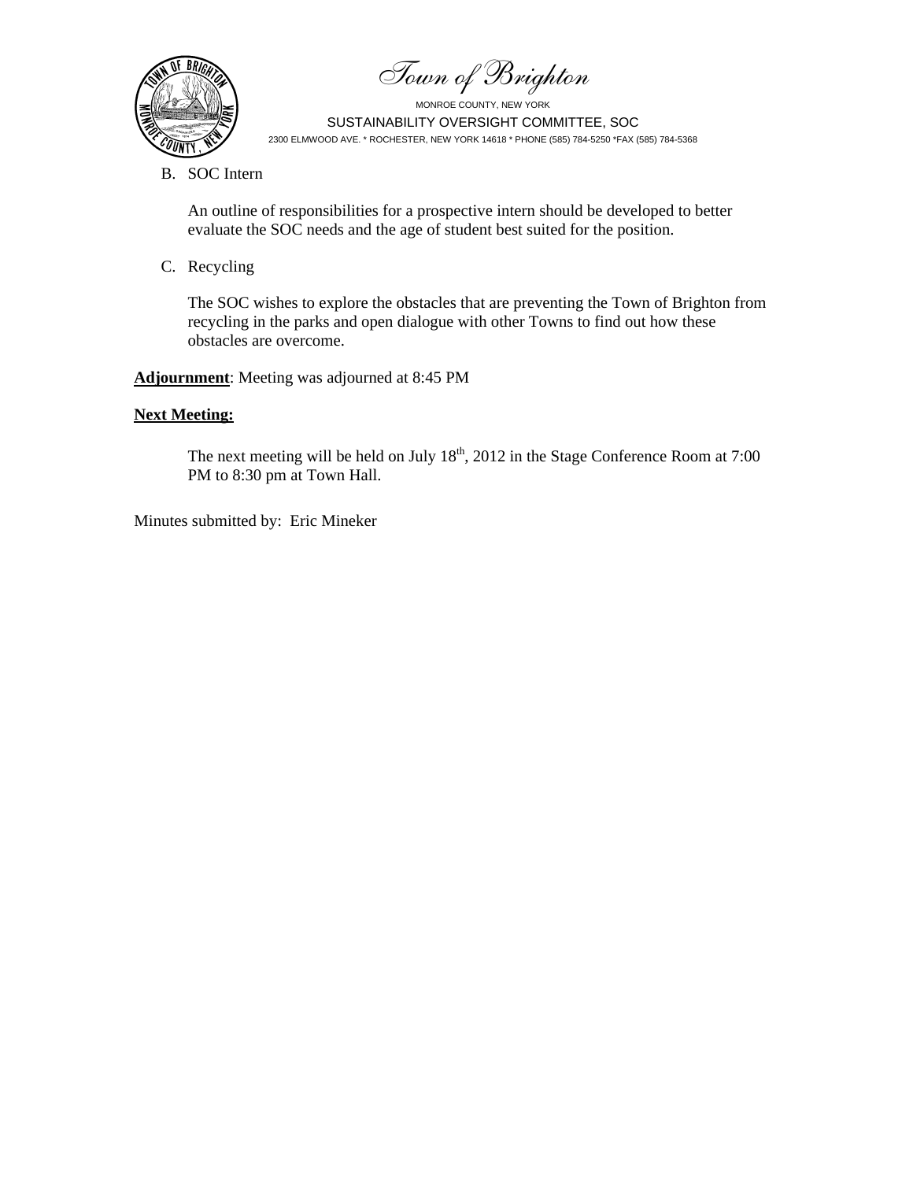B. SOC Intern

An outline of responsibilities for a prospective intern should be developed to better evaluate the SOC needs and the age of student best suited for the position.

C. Recycling

The SOC wishes to explore the obstacles that are preventing the Town of Brighton from recycling in the parks and open dialogue with other Towns to find out how these obstacles are overcome.

**Adjournment**: Meeting was adjourned at 8:45 PM

**Next Meeting:**

The next meeting will be held on July 18th, 2012 in the Stage Conference Room at 7:00 PM to 8:30 pm at Town Hall.

Minutes submitted by: Eric Mineker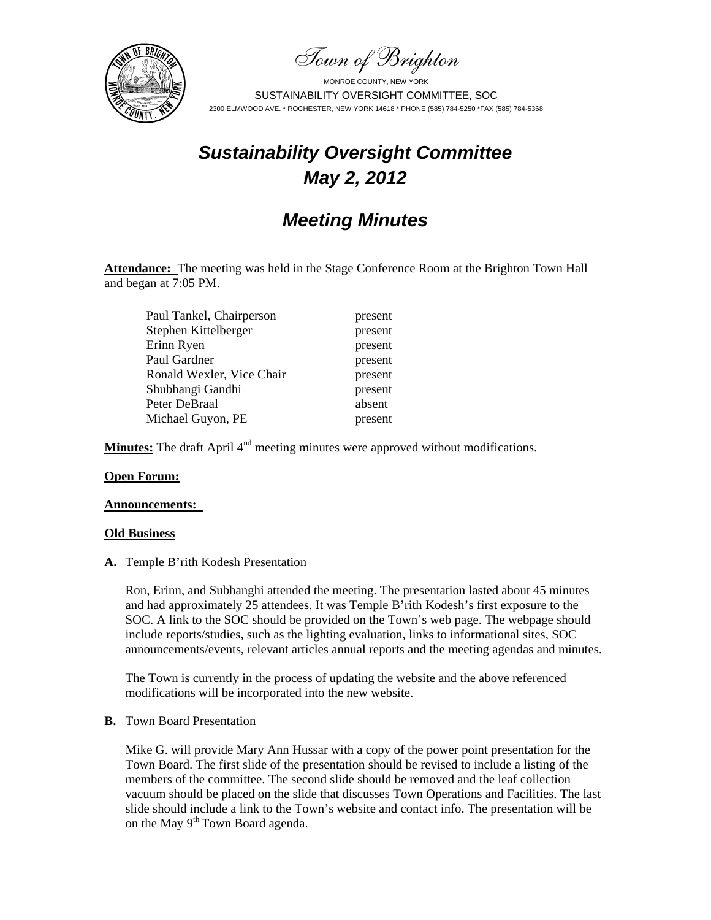Town of Brighton

MONROE COUNTY, NEW YORK

SUSTAINABILITY OVERSIGHT COMMITTEE, SOC

2300 ELMWOOD AVE. * ROCHESTER, NEW YORK 14618 * PHONE (585) 784-5250 *FAX (585) 784-5368

# *Sustainability Oversight Committee*
# *May 2, 2012*

## *Meeting Minutes*

**Attendance:** The meeting was held in the Stage Conference Room at the Brighton Town Hall and began at 7:05 PM.

| | |
|---|---|
| Paul Tankel, Chairperson | present |
| Stephen Kittelberger | present |
| Erinn Ryen | present |
| Paul Gardner | present |
| Ronald Wexler, Vice Chair | present |
| Shubhangi Gandhi | present |
| Peter DeBraal | absent |
| Michael Guyon, PE | present |

**Minutes:** The draft April 4th meeting minutes were approved without modifications.

**Open Forum:**

**Announcements:**

**Old Business**

**A.** Temple B'rith Kodesh Presentation

Ron, Erinn, and Subhanghi attended the meeting. The presentation lasted about 45 minutes and had approximately 25 attendees. It was Temple B'rith Kodesh's first exposure to the SOC. A link to the SOC should be provided on the Town's web page. The webpage should include reports/studies, such as the lighting evaluation, links to informational sites, SOC announcements/events, relevant articles annual reports and the meeting agendas and minutes.

The Town is currently in the process of updating the website and the above referenced modifications will be incorporated into the new website.

**B.** Town Board Presentation

Mike G. will provide Mary Ann Hussar with a copy of the power point presentation for the Town Board. The first slide of the presentation should be revised to include a listing of the members of the committee. The second slide should be removed and the leaf collection vacuum should be placed on the slide that discusses Town Operations and Facilities. The last slide should include a link to the Town's website and contact info. The presentation will be on the May 9th Town Board agenda.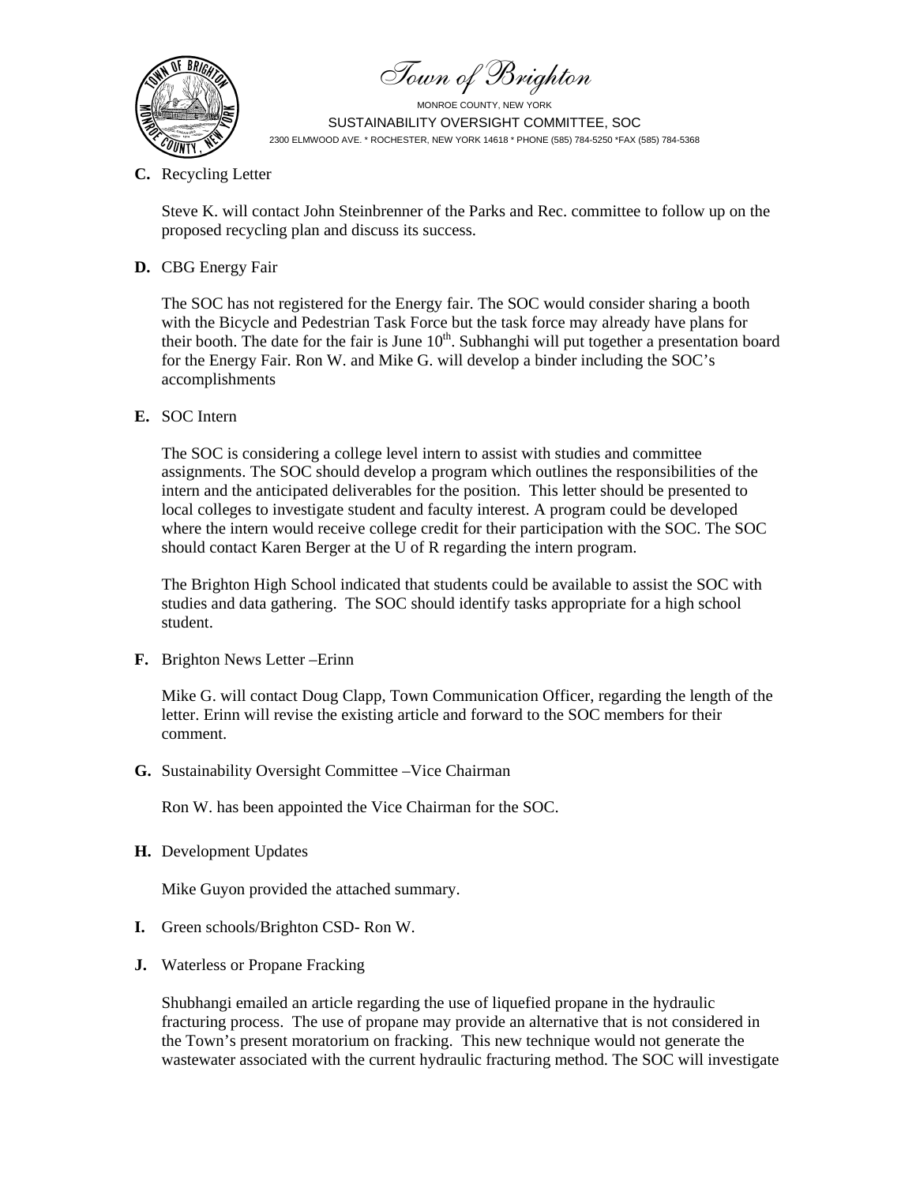**C.** Recycling Letter

Steve K. will contact John Steinbrenner of the Parks and Rec. committee to follow up on the proposed recycling plan and discuss its success.

**D.** CBG Energy Fair

The SOC has not registered for the Energy fair. The SOC would consider sharing a booth with the Bicycle and Pedestrian Task Force but the task force may already have plans for their booth. The date for the fair is June 10th. Subhanghi will put together a presentation board for the Energy Fair. Ron W. and Mike G. will develop a binder including the SOC's accomplishments

**E.** SOC Intern

The SOC is considering a college level intern to assist with studies and committee assignments. The SOC should develop a program which outlines the responsibilities of the intern and the anticipated deliverables for the position. This letter should be presented to local colleges to investigate student and faculty interest. A program could be developed where the intern would receive college credit for their participation with the SOC. The SOC should contact Karen Berger at the U of R regarding the intern program.

The Brighton High School indicated that students could be available to assist the SOC with studies and data gathering. The SOC should identify tasks appropriate for a high school student.

**F.** Brighton News Letter –Erinn

Mike G. will contact Doug Clapp, Town Communication Officer, regarding the length of the letter. Erinn will revise the existing article and forward to the SOC members for their comment.

**G.** Sustainability Oversight Committee –Vice Chairman

Ron W. has been appointed the Vice Chairman for the SOC.

**H.** Development Updates

Mike Guyon provided the attached summary.

**I.** Green schools/Brighton CSD- Ron W.

**J.** Waterless or Propane Fracking

Shubhangi emailed an article regarding the use of liquefied propane in the hydraulic fracturing process. The use of propane may provide an alternative that is not considered in the Town's present moratorium on fracking. This new technique would not generate the wastewater associated with the current hydraulic fracturing method. The SOC will investigate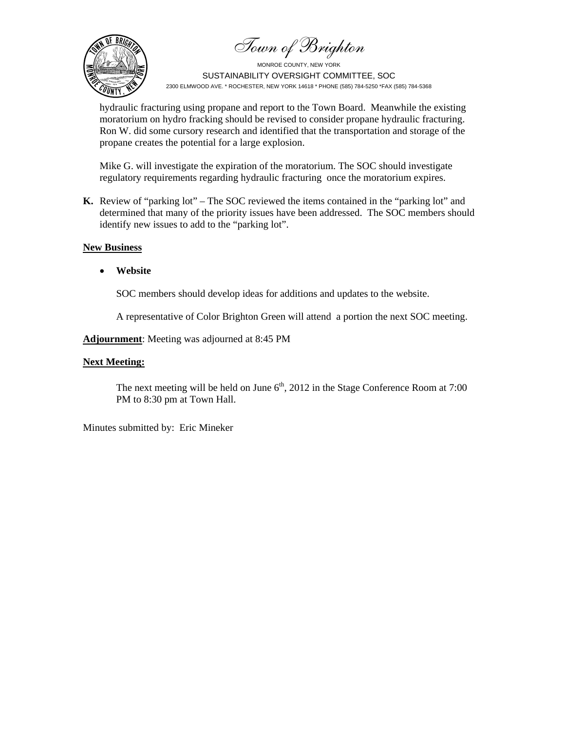hydraulic fracturing using propane and report to the Town Board. Meanwhile the existing moratorium on hydro fracking should be revised to consider propane hydraulic fracturing. Ron W. did some cursory research and identified that the transportation and storage of the propane creates the potential for a large explosion.

Mike G. will investigate the expiration of the moratorium. The SOC should investigate regulatory requirements regarding hydraulic fracturing once the moratorium expires.

**K.** Review of "parking lot" – The SOC reviewed the items contained in the "parking lot" and determined that many of the priority issues have been addressed. The SOC members should identify new issues to add to the "parking lot".

**New Business**

- **Website**

  SOC members should develop ideas for additions and updates to the website.

  A representative of Color Brighton Green will attend a portion the next SOC meeting.

**Adjournment**: Meeting was adjourned at 8:45 PM

**Next Meeting:**

The next meeting will be held on June 6th, 2012 in the Stage Conference Room at 7:00 PM to 8:30 pm at Town Hall.

Minutes submitted by: Eric Mineker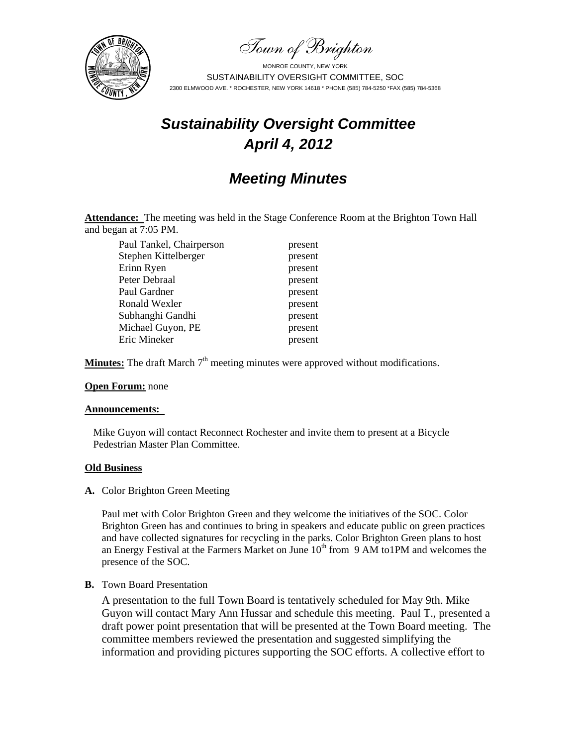Town of Brighton

MONROE COUNTY, NEW YORK
SUSTAINABILITY OVERSIGHT COMMITTEE, SOC
2300 ELMWOOD AVE. * ROCHESTER, NEW YORK 14618 * PHONE (585) 784-5250 *FAX (585) 784-5368

# *Sustainability Oversight Committee*
# *April 4, 2012*

## *Meeting Minutes*

**Attendance:** The meeting was held in the Stage Conference Room at the Brighton Town Hall and began at 7:05 PM.

| | |
|---|---|
| Paul Tankel, Chairperson | present |
| Stephen Kittelberger | present |
| Erinn Ryen | present |
| Peter Debraal | present |
| Paul Gardner | present |
| Ronald Wexler | present |
| Subhanghi Gandhi | present |
| Michael Guyon, PE | present |
| Eric Mineker | present |

**Minutes:** The draft March 7th meeting minutes were approved without modifications.

**Open Forum:** none

**Announcements:**

Mike Guyon will contact Reconnect Rochester and invite them to present at a Bicycle Pedestrian Master Plan Committee.

**Old Business**

**A.** Color Brighton Green Meeting

Paul met with Color Brighton Green and they welcome the initiatives of the SOC. Color Brighton Green has and continues to bring in speakers and educate public on green practices and have collected signatures for recycling in the parks. Color Brighton Green plans to host an Energy Festival at the Farmers Market on June 10th from 9 AM to1PM and welcomes the presence of the SOC.

**B.** Town Board Presentation

A presentation to the full Town Board is tentatively scheduled for May 9th. Mike Guyon will contact Mary Ann Hussar and schedule this meeting. Paul T., presented a draft power point presentation that will be presented at the Town Board meeting. The committee members reviewed the presentation and suggested simplifying the information and providing pictures supporting the SOC efforts. A collective effort to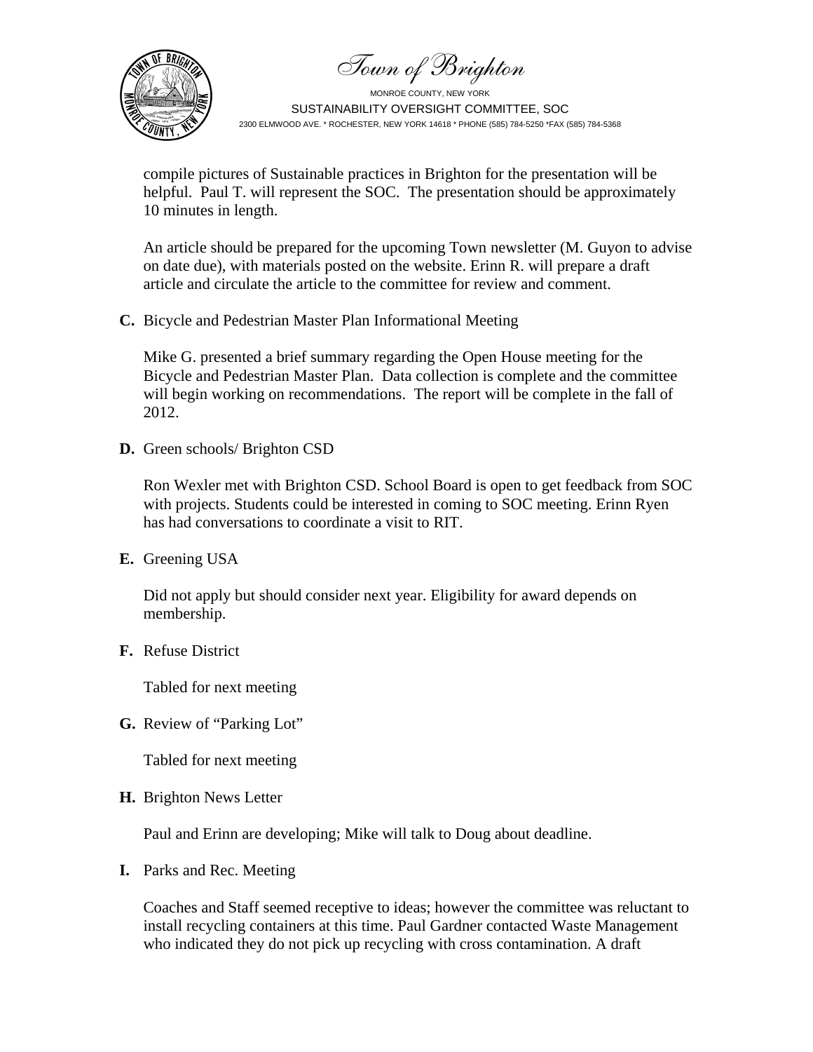compile pictures of Sustainable practices in Brighton for the presentation will be helpful. Paul T. will represent the SOC. The presentation should be approximately 10 minutes in length.

An article should be prepared for the upcoming Town newsletter (M. Guyon to advise on date due), with materials posted on the website. Erinn R. will prepare a draft article and circulate the article to the committee for review and comment.

**C.** Bicycle and Pedestrian Master Plan Informational Meeting

Mike G. presented a brief summary regarding the Open House meeting for the Bicycle and Pedestrian Master Plan. Data collection is complete and the committee will begin working on recommendations. The report will be complete in the fall of 2012.

**D.** Green schools/ Brighton CSD

Ron Wexler met with Brighton CSD. School Board is open to get feedback from SOC with projects. Students could be interested in coming to SOC meeting. Erinn Ryen has had conversations to coordinate a visit to RIT.

**E.** Greening USA

Did not apply but should consider next year. Eligibility for award depends on membership.

**F.** Refuse District

Tabled for next meeting

**G.** Review of "Parking Lot"

Tabled for next meeting

**H.** Brighton News Letter

Paul and Erinn are developing; Mike will talk to Doug about deadline.

**I.** Parks and Rec. Meeting

Coaches and Staff seemed receptive to ideas; however the committee was reluctant to install recycling containers at this time. Paul Gardner contacted Waste Management who indicated they do not pick up recycling with cross contamination. A draft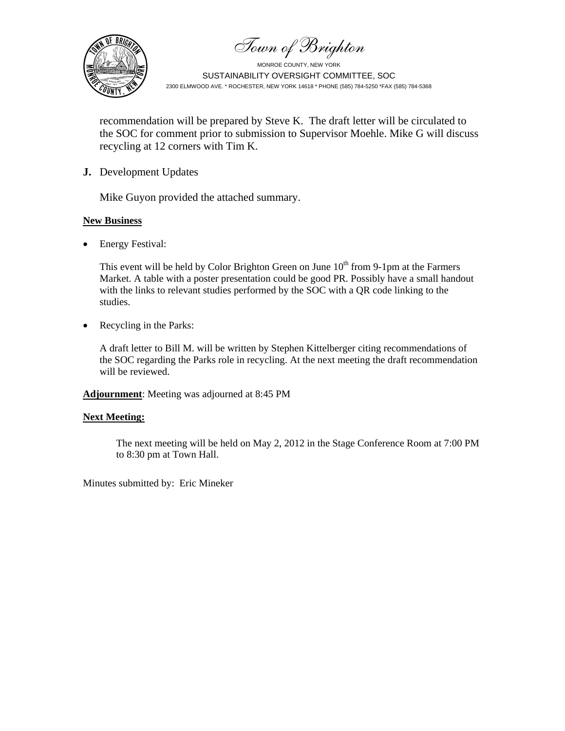recommendation will be prepared by Steve K. The draft letter will be circulated to the SOC for comment prior to submission to Supervisor Moehle. Mike G will discuss recycling at 12 corners with Tim K.

**J.** Development Updates

Mike Guyon provided the attached summary.

**New Business**

- Energy Festival:

  This event will be held by Color Brighton Green on June 10th from 9-1pm at the Farmers Market. A table with a poster presentation could be good PR. Possibly have a small handout with the links to relevant studies performed by the SOC with a QR code linking to the studies.

- Recycling in the Parks:

  A draft letter to Bill M. will be written by Stephen Kittelberger citing recommendations of the SOC regarding the Parks role in recycling. At the next meeting the draft recommendation will be reviewed.

**Adjournment**: Meeting was adjourned at 8:45 PM

**Next Meeting:**

The next meeting will be held on May 2, 2012 in the Stage Conference Room at 7:00 PM to 8:30 pm at Town Hall.

Minutes submitted by: Eric Mineker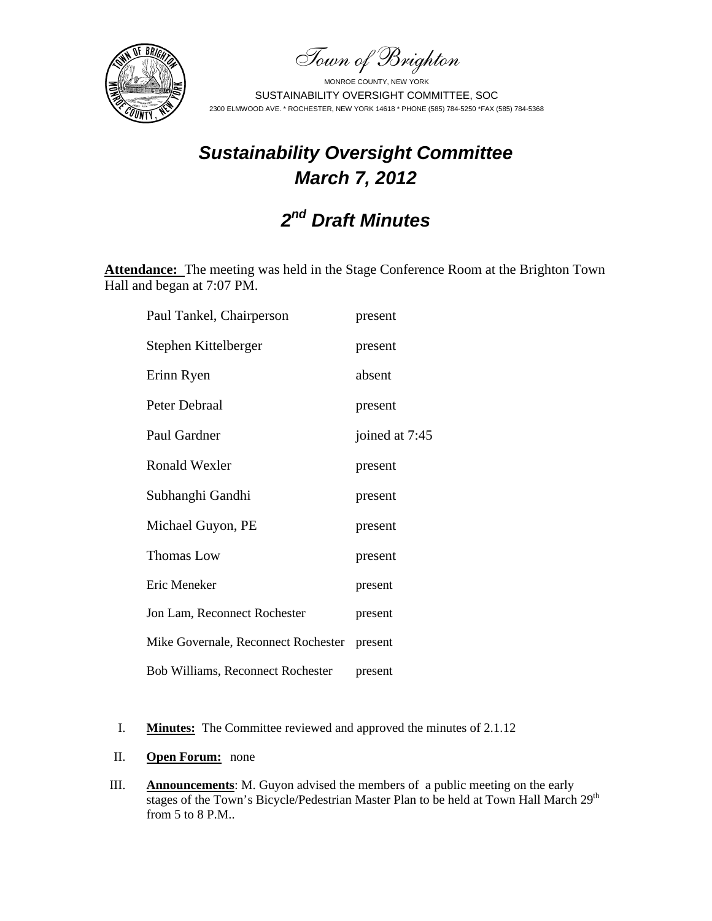Town of Brighton

MONROE COUNTY, NEW YORK
SUSTAINABILITY OVERSIGHT COMMITTEE, SOC
2300 ELMWOOD AVE. * ROCHESTER, NEW YORK 14618 * PHONE (585) 784-5250 *FAX (585) 784-5368

# *Sustainability Oversight Committee*
# *March 7, 2012*

# *2nd Draft Minutes*

**Attendance:** The meeting was held in the Stage Conference Room at the Brighton Town Hall and began at 7:07 PM.

| | |
|---|---|
| Paul Tankel, Chairperson | present |
| Stephen Kittelberger | present |
| Erinn Ryen | absent |
| Peter Debraal | present |
| Paul Gardner | joined at 7:45 |
| Ronald Wexler | present |
| Subhanghi Gandhi | present |
| Michael Guyon, PE | present |
| Thomas Low | present |
| Eric Meneker | present |
| Jon Lam, Reconnect Rochester | present |
| Mike Governale, Reconnect Rochester | present |
| Bob Williams, Reconnect Rochester | present |

I. **Minutes:** The Committee reviewed and approved the minutes of 2.1.12

II. **Open Forum:** none

III. **Announcements**: M. Guyon advised the members of a public meeting on the early stages of the Town's Bicycle/Pedestrian Master Plan to be held at Town Hall March 29th from 5 to 8 P.M..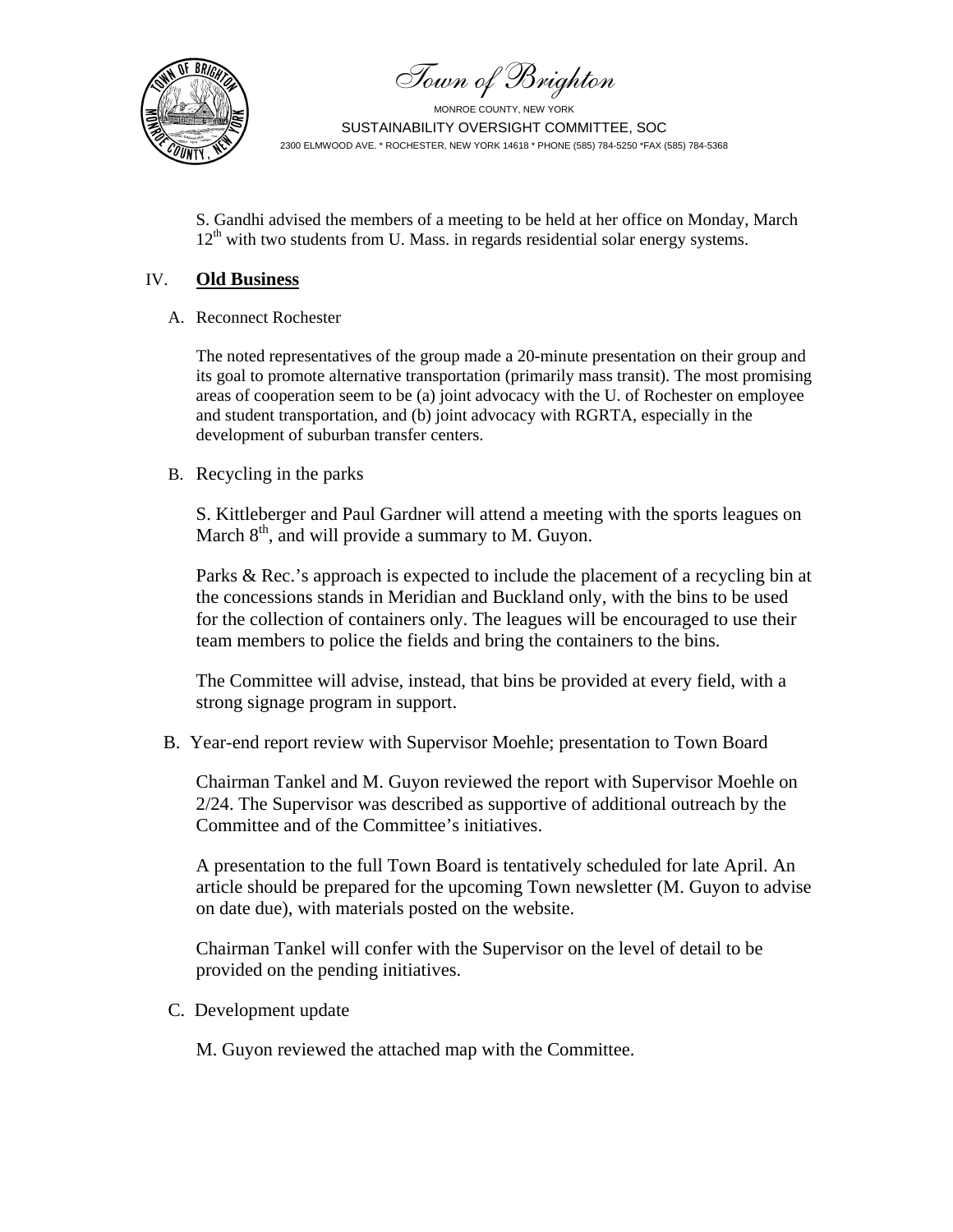S. Gandhi advised the members of a meeting to be held at her office on Monday, March 12th with two students from U. Mass. in regards residential solar energy systems.

## IV. **Old Business**

A. Reconnect Rochester

The noted representatives of the group made a 20-minute presentation on their group and its goal to promote alternative transportation (primarily mass transit). The most promising areas of cooperation seem to be (a) joint advocacy with the U. of Rochester on employee and student transportation, and (b) joint advocacy with RGRTA, especially in the development of suburban transfer centers.

B. Recycling in the parks

S. Kittleberger and Paul Gardner will attend a meeting with the sports leagues on March 8th, and will provide a summary to M. Guyon.

Parks & Rec.'s approach is expected to include the placement of a recycling bin at the concessions stands in Meridian and Buckland only, with the bins to be used for the collection of containers only. The leagues will be encouraged to use their team members to police the fields and bring the containers to the bins.

The Committee will advise, instead, that bins be provided at every field, with a strong signage program in support.

B. Year-end report review with Supervisor Moehle; presentation to Town Board

Chairman Tankel and M. Guyon reviewed the report with Supervisor Moehle on 2/24. The Supervisor was described as supportive of additional outreach by the Committee and of the Committee's initiatives.

A presentation to the full Town Board is tentatively scheduled for late April. An article should be prepared for the upcoming Town newsletter (M. Guyon to advise on date due), with materials posted on the website.

Chairman Tankel will confer with the Supervisor on the level of detail to be provided on the pending initiatives.

C. Development update

M. Guyon reviewed the attached map with the Committee.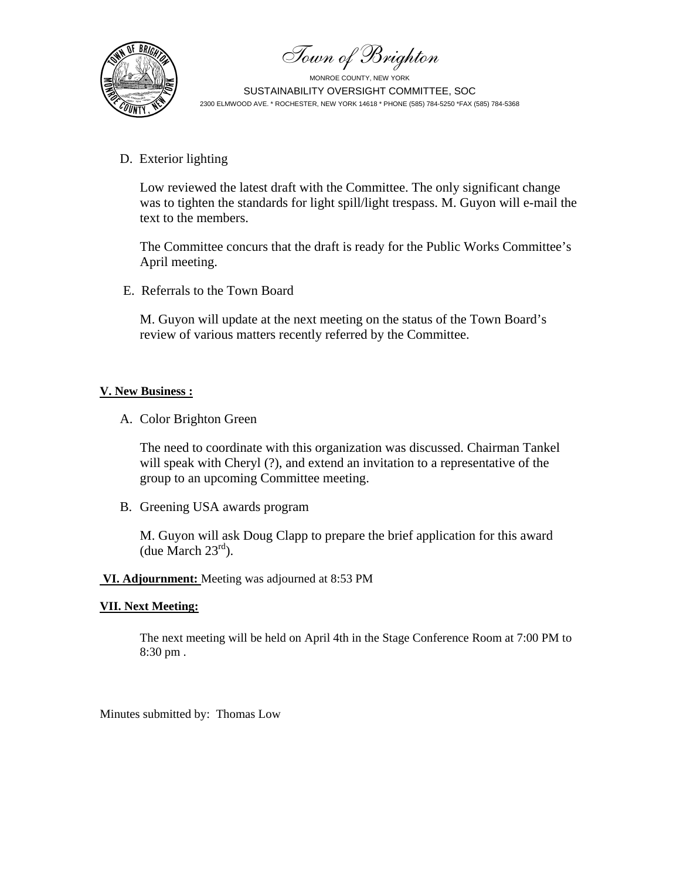D. Exterior lighting

Low reviewed the latest draft with the Committee. The only significant change was to tighten the standards for light spill/light trespass. M. Guyon will e-mail the text to the members.

The Committee concurs that the draft is ready for the Public Works Committee's April meeting.

E. Referrals to the Town Board

M. Guyon will update at the next meeting on the status of the Town Board's review of various matters recently referred by the Committee.

**V. New Business :**

A. Color Brighton Green

The need to coordinate with this organization was discussed. Chairman Tankel will speak with Cheryl (?), and extend an invitation to a representative of the group to an upcoming Committee meeting.

B. Greening USA awards program

M. Guyon will ask Doug Clapp to prepare the brief application for this award (due March 23rd).

**VI. Adjournment:** Meeting was adjourned at 8:53 PM

**VII. Next Meeting:**

The next meeting will be held on April 4th in the Stage Conference Room at 7:00 PM to 8:30 pm .

Minutes submitted by: Thomas Low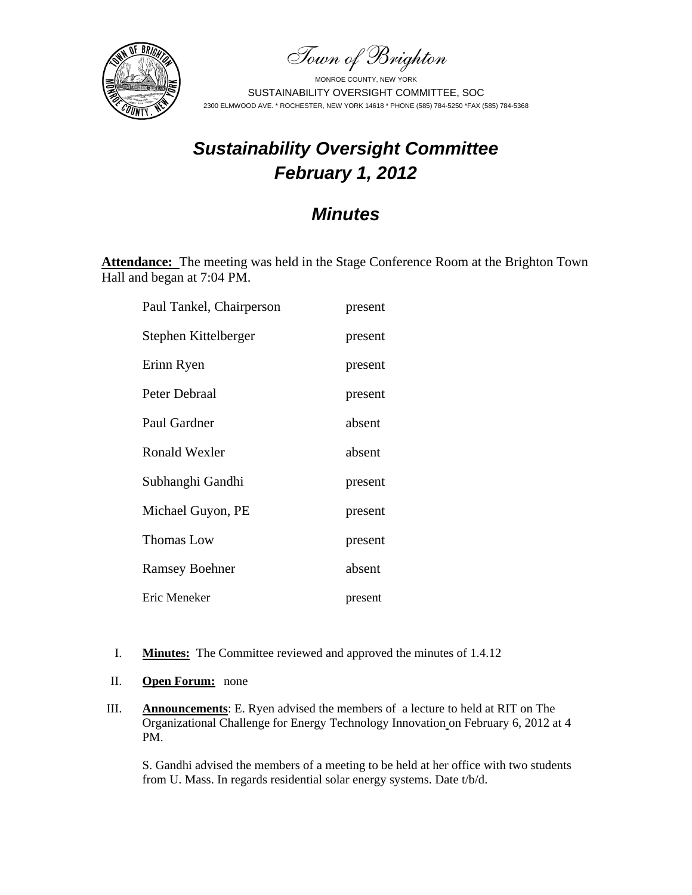*Town of Brighton*

MONROE COUNTY, NEW YORK

SUSTAINABILITY OVERSIGHT COMMITTEE, SOC

2300 ELMWOOD AVE. * ROCHESTER, NEW YORK 14618 * PHONE (585) 784-5250 *FAX (585) 784-5368

# *Sustainability Oversight Committee February 1, 2012*

## *Minutes*

**Attendance:** The meeting was held in the Stage Conference Room at the Brighton Town Hall and began at 7:04 PM.

| | |
|---|---|
| Paul Tankel, Chairperson | present |
| Stephen Kittelberger | present |
| Erinn Ryen | present |
| Peter Debraal | present |
| Paul Gardner | absent |
| Ronald Wexler | absent |
| Subhanghi Gandhi | present |
| Michael Guyon, PE | present |
| Thomas Low | present |
| Ramsey Boehner | absent |
| Eric Meneker | present |

I. **Minutes:** The Committee reviewed and approved the minutes of 1.4.12

II. **Open Forum:** none

III. **Announcements**: E. Ryen advised the members of a lecture to held at RIT on The Organizational Challenge for Energy Technology Innovation on February 6, 2012 at 4 PM.

S. Gandhi advised the members of a meeting to be held at her office with two students from U. Mass. In regards residential solar energy systems. Date t/b/d.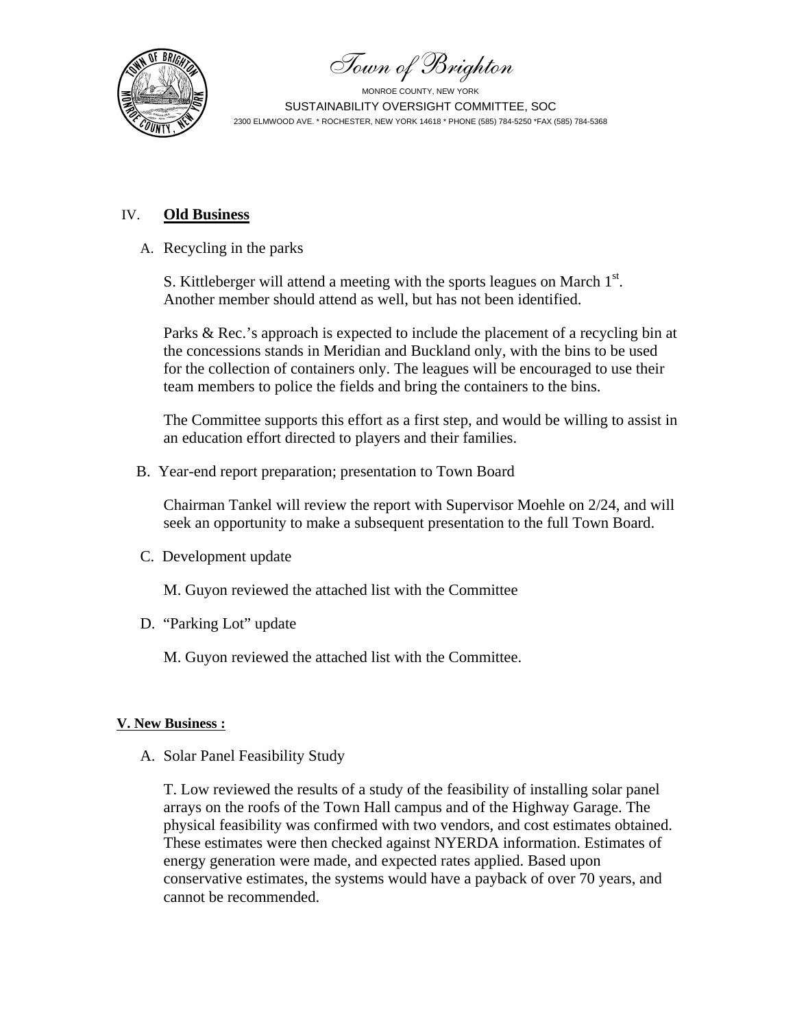## IV. **Old Business**

A. Recycling in the parks

S. Kittleberger will attend a meeting with the sports leagues on March 1st. Another member should attend as well, but has not been identified.

Parks & Rec.'s approach is expected to include the placement of a recycling bin at the concessions stands in Meridian and Buckland only, with the bins to be used for the collection of containers only. The leagues will be encouraged to use their team members to police the fields and bring the containers to the bins.

The Committee supports this effort as a first step, and would be willing to assist in an education effort directed to players and their families.

B. Year-end report preparation; presentation to Town Board

Chairman Tankel will review the report with Supervisor Moehle on 2/24, and will seek an opportunity to make a subsequent presentation to the full Town Board.

C. Development update

M. Guyon reviewed the attached list with the Committee

D. "Parking Lot" update

M. Guyon reviewed the attached list with the Committee.

## V. New Business :

A. Solar Panel Feasibility Study

T. Low reviewed the results of a study of the feasibility of installing solar panel arrays on the roofs of the Town Hall campus and of the Highway Garage. The physical feasibility was confirmed with two vendors, and cost estimates obtained. These estimates were then checked against NYERDA information. Estimates of energy generation were made, and expected rates applied. Based upon conservative estimates, the systems would have a payback of over 70 years, and cannot be recommended.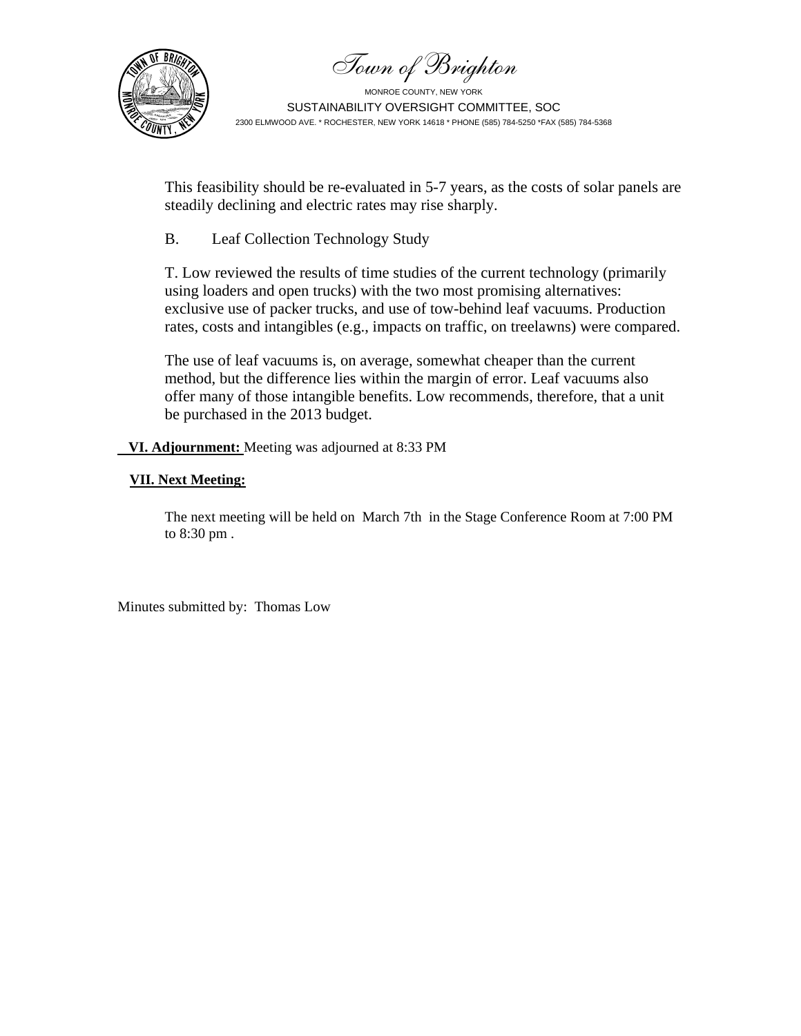This feasibility should be re-evaluated in 5-7 years, as the costs of solar panels are steadily declining and electric rates may rise sharply.

B. Leaf Collection Technology Study

T. Low reviewed the results of time studies of the current technology (primarily using loaders and open trucks) with the two most promising alternatives: exclusive use of packer trucks, and use of tow-behind leaf vacuums. Production rates, costs and intangibles (e.g., impacts on traffic, on treelawns) were compared.

The use of leaf vacuums is, on average, somewhat cheaper than the current method, but the difference lies within the margin of error. Leaf vacuums also offer many of those intangible benefits. Low recommends, therefore, that a unit be purchased in the 2013 budget.

**VI. Adjournment:** Meeting was adjourned at 8:33 PM

**VII. Next Meeting:**

The next meeting will be held on March 7th in the Stage Conference Room at 7:00 PM to 8:30 pm .

Minutes submitted by: Thomas Low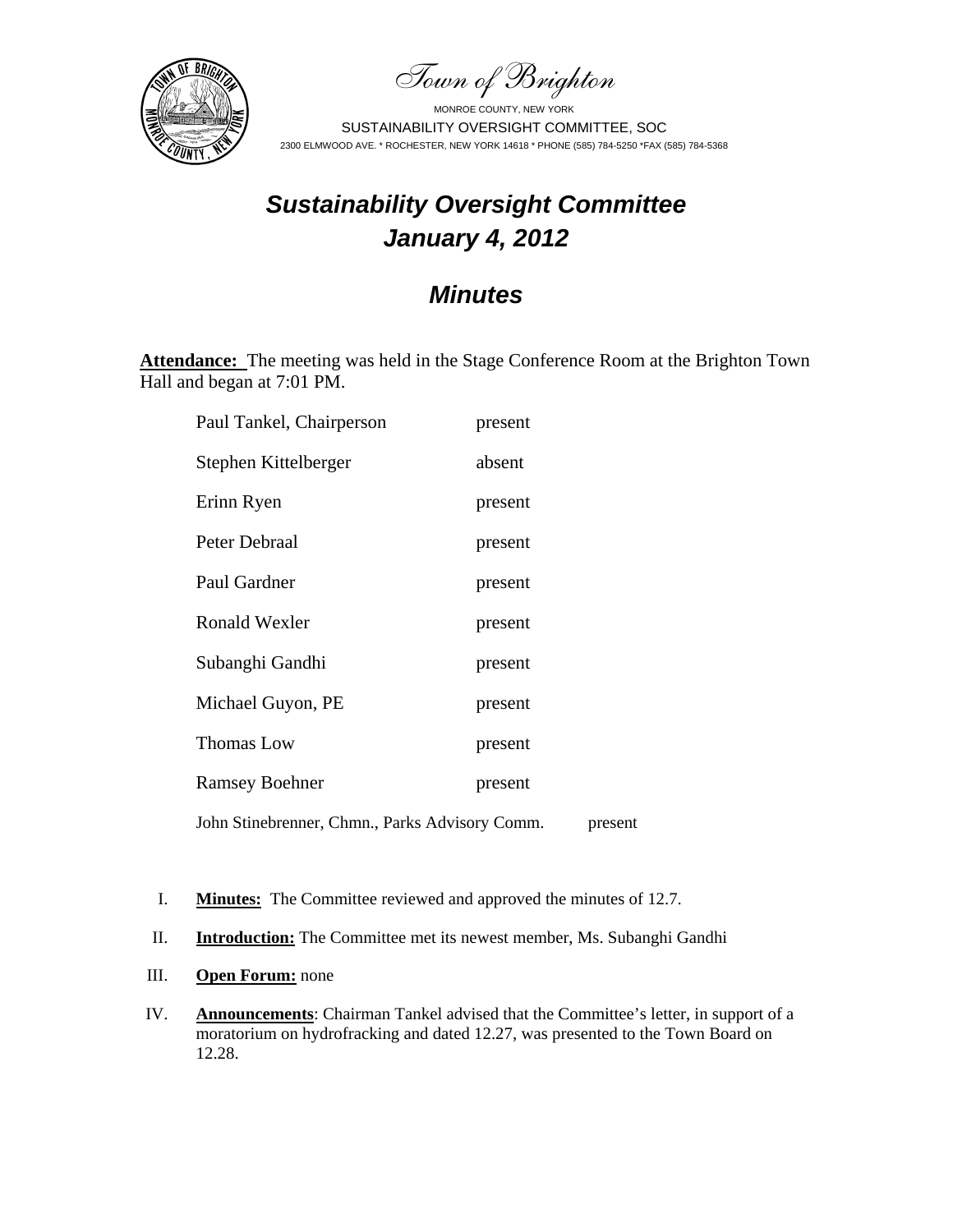Town of Brighton

MONROE COUNTY, NEW YORK

SUSTAINABILITY OVERSIGHT COMMITTEE, SOC

2300 ELMWOOD AVE. * ROCHESTER, NEW YORK 14618 * PHONE (585) 784-5250 *FAX (585) 784-5368

# *Sustainability Oversight Committee*
# *January 4, 2012*

## *Minutes*

**Attendance:** The meeting was held in the Stage Conference Room at the Brighton Town Hall and began at 7:01 PM.

| | |
|---|---|
| Paul Tankel, Chairperson | present |
| Stephen Kittelberger | absent |
| Erinn Ryen | present |
| Peter Debraal | present |
| Paul Gardner | present |
| Ronald Wexler | present |
| Subanghi Gandhi | present |
| Michael Guyon, PE | present |
| Thomas Low | present |
| Ramsey Boehner | present |
| John Stinebrenner, Chmn., Parks Advisory Comm. | present |

I. **Minutes:** The Committee reviewed and approved the minutes of 12.7.

II. **Introduction:** The Committee met its newest member, Ms. Subanghi Gandhi

III. **Open Forum:** none

IV. **Announcements**: Chairman Tankel advised that the Committee's letter, in support of a moratorium on hydrofracking and dated 12.27, was presented to the Town Board on 12.28.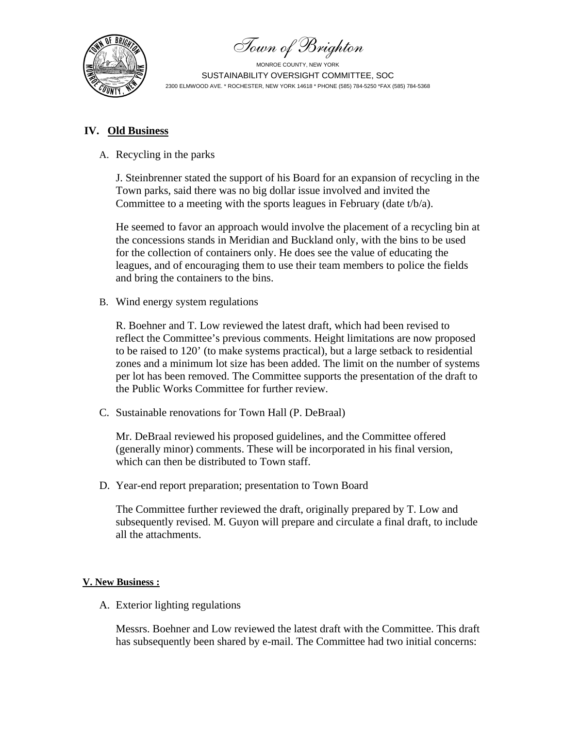# Town of Brighton

MONROE COUNTY, NEW YORK

SUSTAINABILITY OVERSIGHT COMMITTEE, SOC

2300 ELMWOOD AVE. * ROCHESTER, NEW YORK 14618 * PHONE (585) 784-5250 *FAX (585) 784-5368

## IV. Old Business

A. Recycling in the parks

J. Steinbrenner stated the support of his Board for an expansion of recycling in the Town parks, said there was no big dollar issue involved and invited the Committee to a meeting with the sports leagues in February (date t/b/a).

He seemed to favor an approach would involve the placement of a recycling bin at the concessions stands in Meridian and Buckland only, with the bins to be used for the collection of containers only. He does see the value of educating the leagues, and of encouraging them to use their team members to police the fields and bring the containers to the bins.

B. Wind energy system regulations

R. Boehner and T. Low reviewed the latest draft, which had been revised to reflect the Committee's previous comments. Height limitations are now proposed to be raised to 120' (to make systems practical), but a large setback to residential zones and a minimum lot size has been added. The limit on the number of systems per lot has been removed. The Committee supports the presentation of the draft to the Public Works Committee for further review.

C. Sustainable renovations for Town Hall (P. DeBraal)

Mr. DeBraal reviewed his proposed guidelines, and the Committee offered (generally minor) comments. These will be incorporated in his final version, which can then be distributed to Town staff.

D. Year-end report preparation; presentation to Town Board

The Committee further reviewed the draft, originally prepared by T. Low and subsequently revised. M. Guyon will prepare and circulate a final draft, to include all the attachments.

## V. New Business :

A. Exterior lighting regulations

Messrs. Boehner and Low reviewed the latest draft with the Committee. This draft has subsequently been shared by e-mail. The Committee had two initial concerns: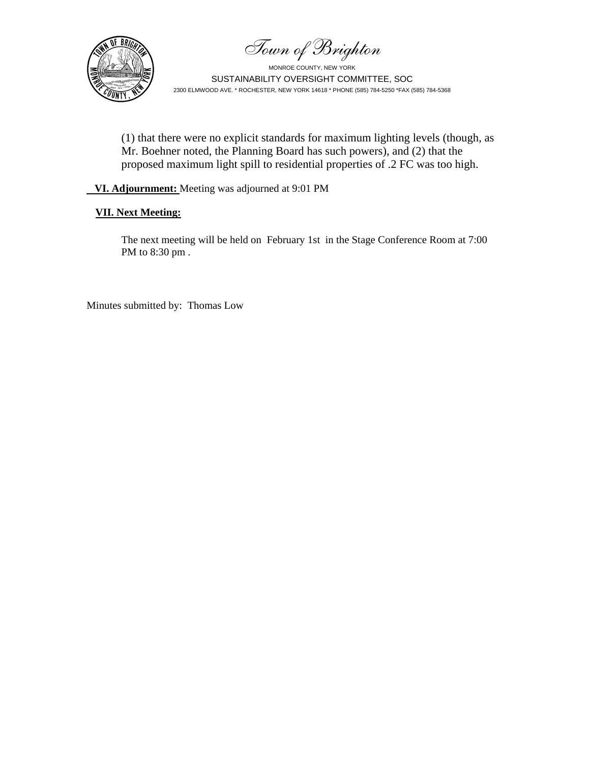(1) that there were no explicit standards for maximum lighting levels (though, as Mr. Boehner noted, the Planning Board has such powers), and (2) that the proposed maximum light spill to residential properties of .2 FC was too high.

**VI. Adjournment:** Meeting was adjourned at 9:01 PM

**VII. Next Meeting:**

The next meeting will be held on February 1st in the Stage Conference Room at 7:00 PM to 8:30 pm .

Minutes submitted by: Thomas Low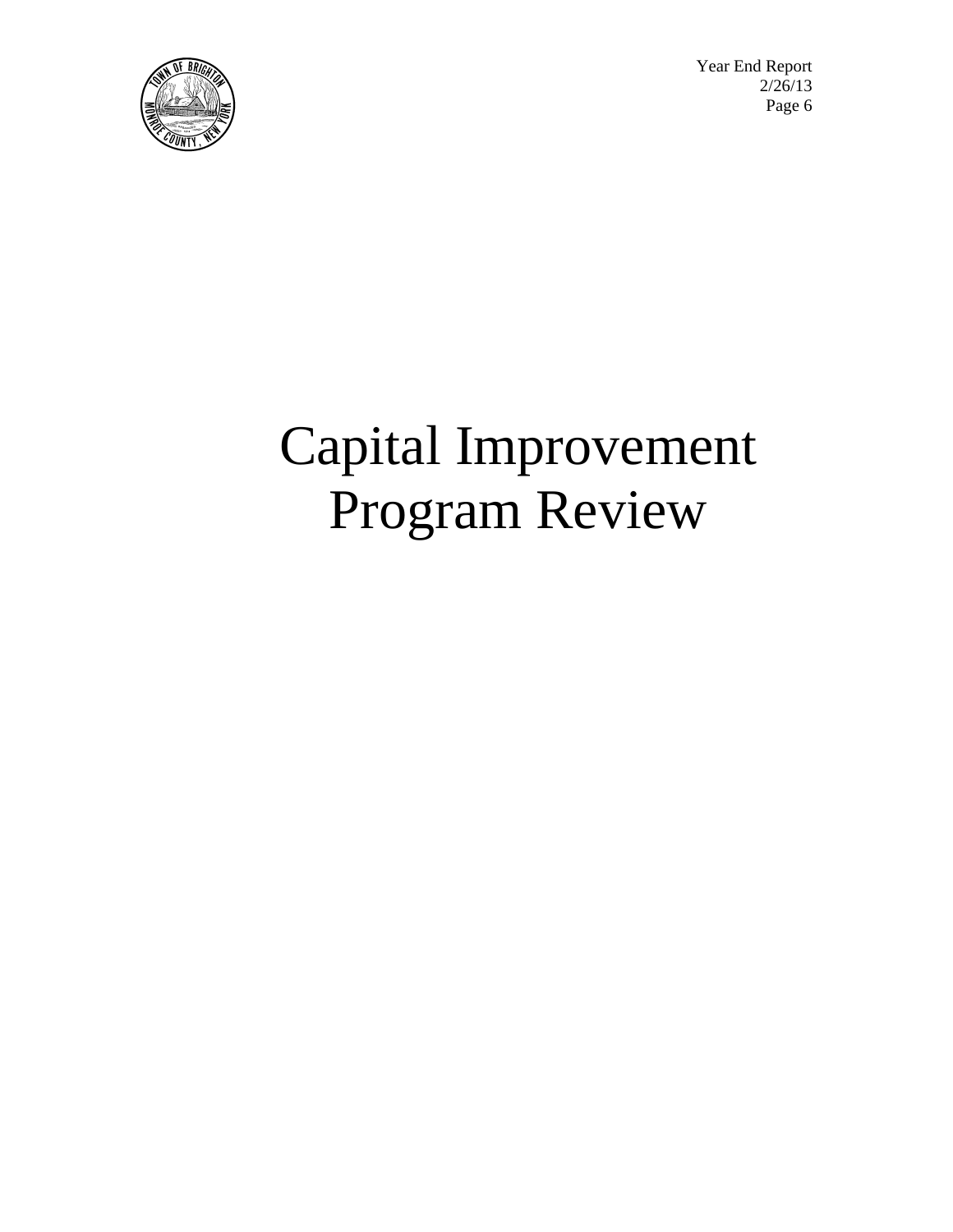# Capital Improvement Program Review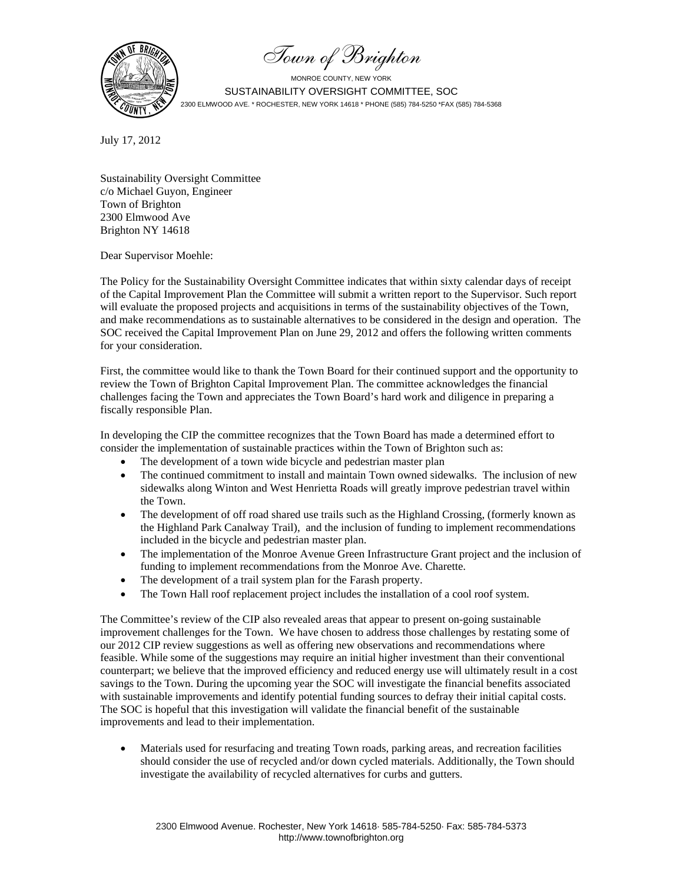# Town of Brighton

MONROE COUNTY, NEW YORK

SUSTAINABILITY OVERSIGHT COMMITTEE, SOC

2300 ELMWOOD AVE. * ROCHESTER, NEW YORK 14618 * PHONE (585) 784-5250 *FAX (585) 784-5368

July 17, 2012

Sustainability Oversight Committee
c/o Michael Guyon, Engineer
Town of Brighton
2300 Elmwood Ave
Brighton NY 14618

Dear Supervisor Moehle:

The Policy for the Sustainability Oversight Committee indicates that within sixty calendar days of receipt of the Capital Improvement Plan the Committee will submit a written report to the Supervisor. Such report will evaluate the proposed projects and acquisitions in terms of the sustainability objectives of the Town, and make recommendations as to sustainable alternatives to be considered in the design and operation. The SOC received the Capital Improvement Plan on June 29, 2012 and offers the following written comments for your consideration.

First, the committee would like to thank the Town Board for their continued support and the opportunity to review the Town of Brighton Capital Improvement Plan. The committee acknowledges the financial challenges facing the Town and appreciates the Town Board's hard work and diligence in preparing a fiscally responsible Plan.

In developing the CIP the committee recognizes that the Town Board has made a determined effort to consider the implementation of sustainable practices within the Town of Brighton such as:

- The development of a town wide bicycle and pedestrian master plan
- The continued commitment to install and maintain Town owned sidewalks. The inclusion of new sidewalks along Winton and West Henrietta Roads will greatly improve pedestrian travel within the Town.
- The development of off road shared use trails such as the Highland Crossing, (formerly known as the Highland Park Canalway Trail), and the inclusion of funding to implement recommendations included in the bicycle and pedestrian master plan.
- The implementation of the Monroe Avenue Green Infrastructure Grant project and the inclusion of funding to implement recommendations from the Monroe Ave. Charette.
- The development of a trail system plan for the Farash property.
- The Town Hall roof replacement project includes the installation of a cool roof system.

The Committee's review of the CIP also revealed areas that appear to present on-going sustainable improvement challenges for the Town. We have chosen to address those challenges by restating some of our 2012 CIP review suggestions as well as offering new observations and recommendations where feasible. While some of the suggestions may require an initial higher investment than their conventional counterpart; we believe that the improved efficiency and reduced energy use will ultimately result in a cost savings to the Town. During the upcoming year the SOC will investigate the financial benefits associated with sustainable improvements and identify potential funding sources to defray their initial capital costs. The SOC is hopeful that this investigation will validate the financial benefit of the sustainable improvements and lead to their implementation.

- Materials used for resurfacing and treating Town roads, parking areas, and recreation facilities should consider the use of recycled and/or down cycled materials. Additionally, the Town should investigate the availability of recycled alternatives for curbs and gutters.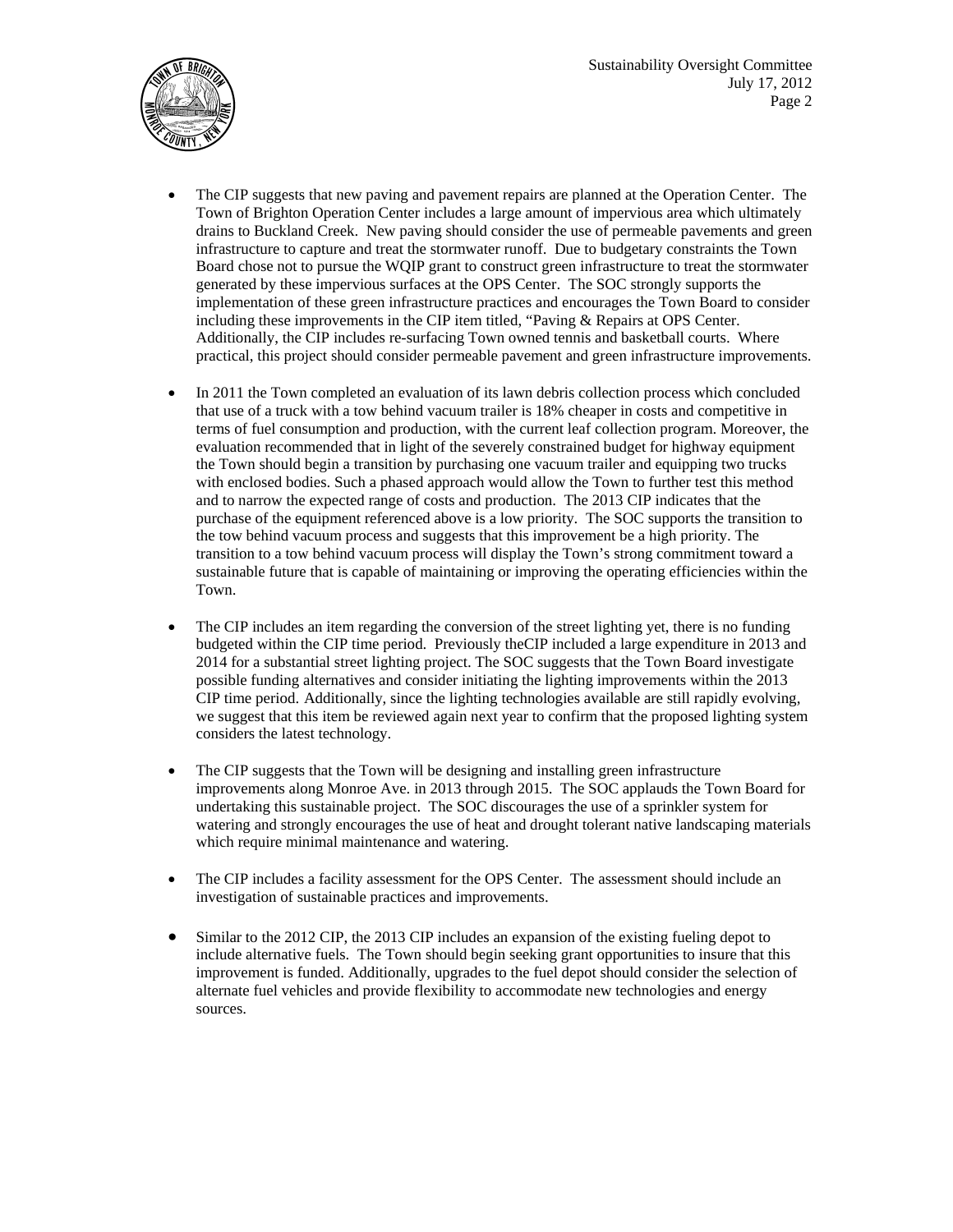- The CIP suggests that new paving and pavement repairs are planned at the Operation Center. The Town of Brighton Operation Center includes a large amount of impervious area which ultimately drains to Buckland Creek. New paving should consider the use of permeable pavements and green infrastructure to capture and treat the stormwater runoff. Due to budgetary constraints the Town Board chose not to pursue the WQIP grant to construct green infrastructure to treat the stormwater generated by these impervious surfaces at the OPS Center. The SOC strongly supports the implementation of these green infrastructure practices and encourages the Town Board to consider including these improvements in the CIP item titled, "Paving & Repairs at OPS Center. Additionally, the CIP includes re-surfacing Town owned tennis and basketball courts. Where practical, this project should consider permeable pavement and green infrastructure improvements.

- In 2011 the Town completed an evaluation of its lawn debris collection process which concluded that use of a truck with a tow behind vacuum trailer is 18% cheaper in costs and competitive in terms of fuel consumption and production, with the current leaf collection program. Moreover, the evaluation recommended that in light of the severely constrained budget for highway equipment the Town should begin a transition by purchasing one vacuum trailer and equipping two trucks with enclosed bodies. Such a phased approach would allow the Town to further test this method and to narrow the expected range of costs and production. The 2013 CIP indicates that the purchase of the equipment referenced above is a low priority. The SOC supports the transition to the tow behind vacuum process and suggests that this improvement be a high priority. The transition to a tow behind vacuum process will display the Town's strong commitment toward a sustainable future that is capable of maintaining or improving the operating efficiencies within the Town.

- The CIP includes an item regarding the conversion of the street lighting yet, there is no funding budgeted within the CIP time period. Previously theCIP included a large expenditure in 2013 and 2014 for a substantial street lighting project. The SOC suggests that the Town Board investigate possible funding alternatives and consider initiating the lighting improvements within the 2013 CIP time period. Additionally, since the lighting technologies available are still rapidly evolving, we suggest that this item be reviewed again next year to confirm that the proposed lighting system considers the latest technology.

- The CIP suggests that the Town will be designing and installing green infrastructure improvements along Monroe Ave. in 2013 through 2015. The SOC applauds the Town Board for undertaking this sustainable project. The SOC discourages the use of a sprinkler system for watering and strongly encourages the use of heat and drought tolerant native landscaping materials which require minimal maintenance and watering.

- The CIP includes a facility assessment for the OPS Center. The assessment should include an investigation of sustainable practices and improvements.

- Similar to the 2012 CIP, the 2013 CIP includes an expansion of the existing fueling depot to include alternative fuels. The Town should begin seeking grant opportunities to insure that this improvement is funded. Additionally, upgrades to the fuel depot should consider the selection of alternate fuel vehicles and provide flexibility to accommodate new technologies and energy sources.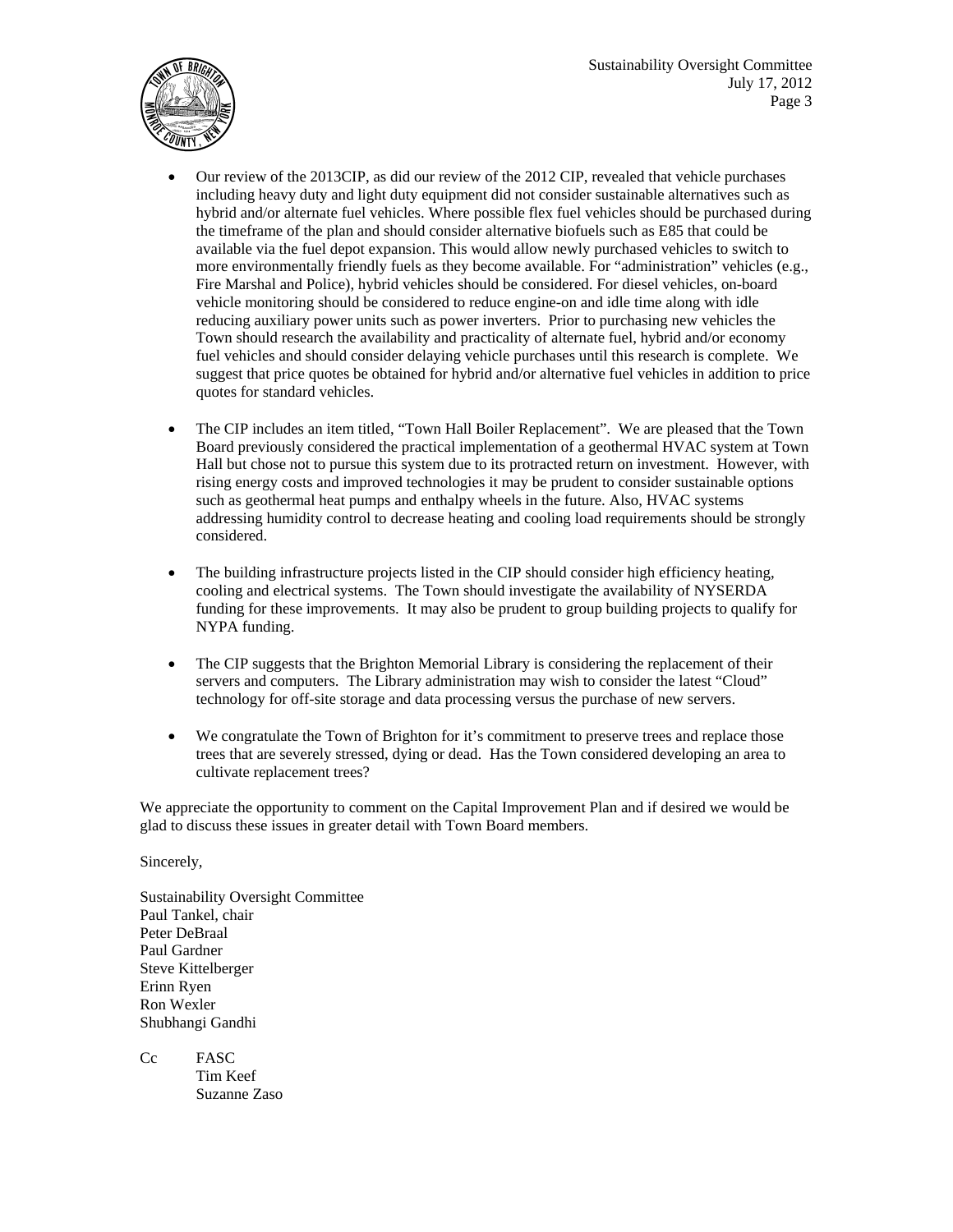- Our review of the 2013CIP, as did our review of the 2012 CIP, revealed that vehicle purchases including heavy duty and light duty equipment did not consider sustainable alternatives such as hybrid and/or alternate fuel vehicles. Where possible flex fuel vehicles should be purchased during the timeframe of the plan and should consider alternative biofuels such as E85 that could be available via the fuel depot expansion. This would allow newly purchased vehicles to switch to more environmentally friendly fuels as they become available. For "administration" vehicles (e.g., Fire Marshal and Police), hybrid vehicles should be considered. For diesel vehicles, on-board vehicle monitoring should be considered to reduce engine-on and idle time along with idle reducing auxiliary power units such as power inverters. Prior to purchasing new vehicles the Town should research the availability and practicality of alternate fuel, hybrid and/or economy fuel vehicles and should consider delaying vehicle purchases until this research is complete. We suggest that price quotes be obtained for hybrid and/or alternative fuel vehicles in addition to price quotes for standard vehicles.

- The CIP includes an item titled, "Town Hall Boiler Replacement". We are pleased that the Town Board previously considered the practical implementation of a geothermal HVAC system at Town Hall but chose not to pursue this system due to its protracted return on investment. However, with rising energy costs and improved technologies it may be prudent to consider sustainable options such as geothermal heat pumps and enthalpy wheels in the future. Also, HVAC systems addressing humidity control to decrease heating and cooling load requirements should be strongly considered.

- The building infrastructure projects listed in the CIP should consider high efficiency heating, cooling and electrical systems. The Town should investigate the availability of NYSERDA funding for these improvements. It may also be prudent to group building projects to qualify for NYPA funding.

- The CIP suggests that the Brighton Memorial Library is considering the replacement of their servers and computers. The Library administration may wish to consider the latest "Cloud" technology for off-site storage and data processing versus the purchase of new servers.

- We congratulate the Town of Brighton for it's commitment to preserve trees and replace those trees that are severely stressed, dying or dead. Has the Town considered developing an area to cultivate replacement trees?

We appreciate the opportunity to comment on the Capital Improvement Plan and if desired we would be glad to discuss these issues in greater detail with Town Board members.

Sincerely,

Sustainability Oversight Committee
Paul Tankel, chair
Peter DeBraal
Paul Gardner
Steve Kittelberger
Erinn Ryen
Ron Wexler
Shubhangi Gandhi

Cc FASC
Tim Keef
Suzanne Zaso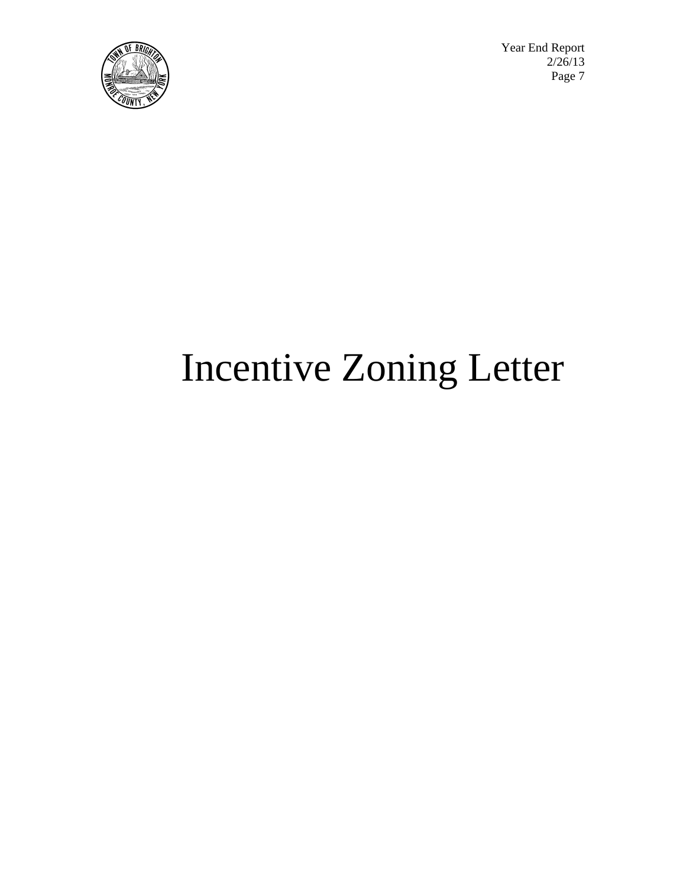# Incentive Zoning Letter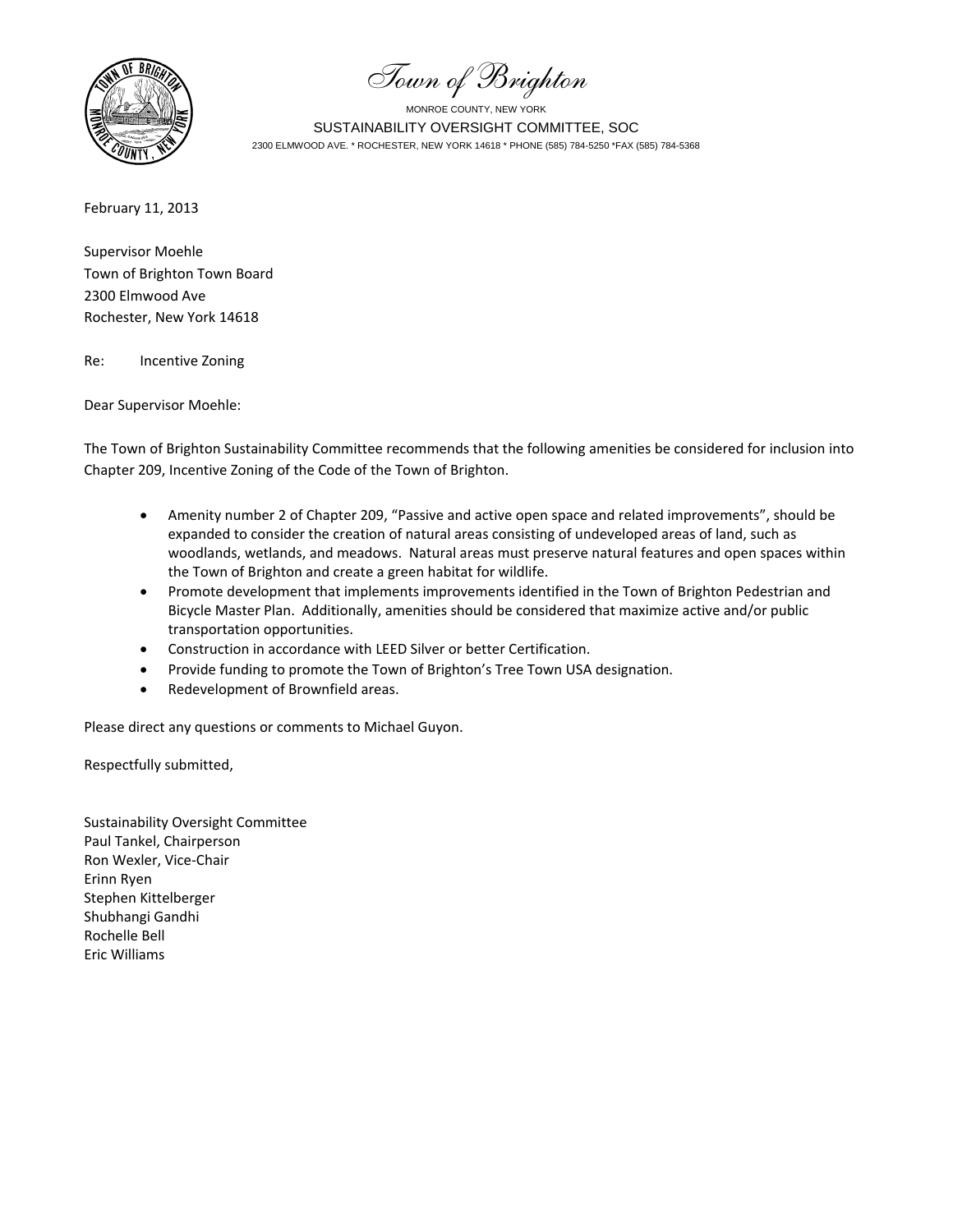# *Town of Brighton*

MONROE COUNTY, NEW YORK

SUSTAINABILITY OVERSIGHT COMMITTEE, SOC

2300 ELMWOOD AVE. * ROCHESTER, NEW YORK 14618 * PHONE (585) 784-5250 *FAX (585) 784-5368

February 11, 2013

Supervisor Moehle
Town of Brighton Town Board
2300 Elmwood Ave
Rochester, New York 14618

Re: Incentive Zoning

Dear Supervisor Moehle:

The Town of Brighton Sustainability Committee recommends that the following amenities be considered for inclusion into Chapter 209, Incentive Zoning of the Code of the Town of Brighton.

- Amenity number 2 of Chapter 209, "Passive and active open space and related improvements", should be expanded to consider the creation of natural areas consisting of undeveloped areas of land, such as woodlands, wetlands, and meadows. Natural areas must preserve natural features and open spaces within the Town of Brighton and create a green habitat for wildlife.
- Promote development that implements improvements identified in the Town of Brighton Pedestrian and Bicycle Master Plan. Additionally, amenities should be considered that maximize active and/or public transportation opportunities.
- Construction in accordance with LEED Silver or better Certification.
- Provide funding to promote the Town of Brighton's Tree Town USA designation.
- Redevelopment of Brownfield areas.

Please direct any questions or comments to Michael Guyon.

Respectfully submitted,

Sustainability Oversight Committee
Paul Tankel, Chairperson
Ron Wexler, Vice-Chair
Erinn Ryen
Stephen Kittelberger
Shubhangi Gandhi
Rochelle Bell
Eric Williams